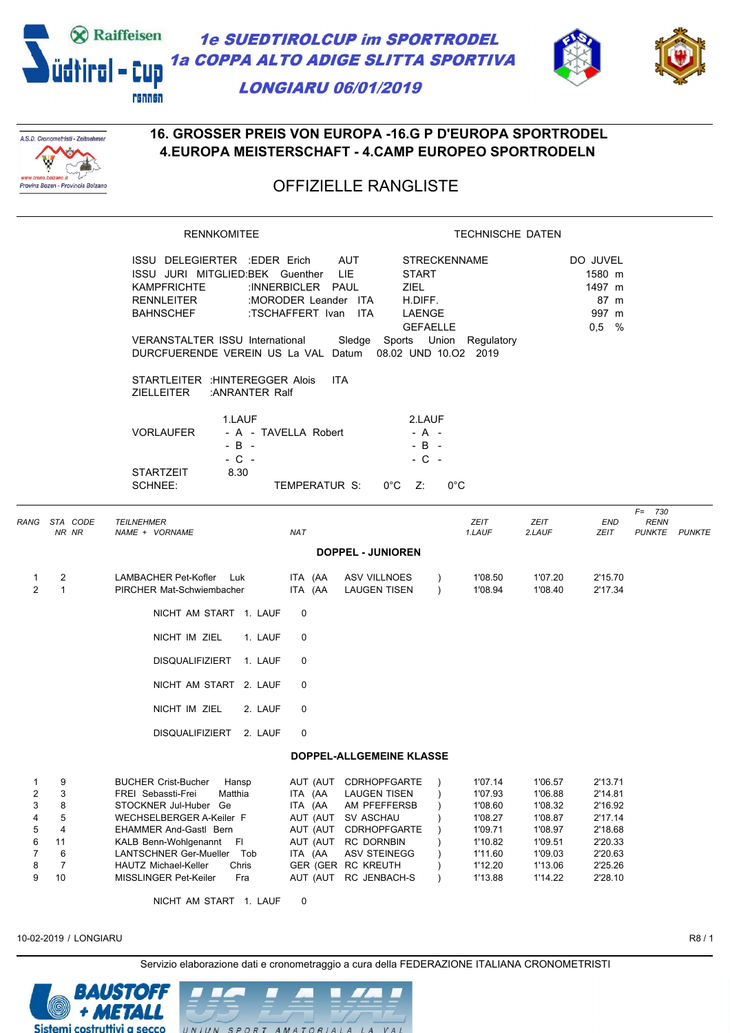# 1e SUEDTIROLCUP im SPORTRODEL
# 1a COPPA ALTO ADIGE SLITTA SPORTIVA
## LONGIARU 06/01/2019

## 16. GROSSER PREIS VON EUROPA -16.G P D'EUROPA SPORTRODEL
## 4.EUROPA MEISTERSCHAFT - 4.CAMP EUROPEO SPORTRODELN

## OFFIZIELLE RANGLISTE

**RENNKOMITEE**

ISSU DELEGIERTER :EDER Erich AUT
ISSU JURI MITGLIED:BEK Guenther LIE
KAMPFRICHTE :INNERBICLER PAUL
RENNLEITER :MORODER Leander ITA
BAHNSCHEF :TSCHAFFERT Ivan ITA

**TECHNISCHE DATEN**

| | |
|---|---|
| STRECKENNAME | DO JUVEL |
| START | 1580 m |
| ZIEL | 1497 m |
| H.DIFF. | 87 m |
| LAENGE | 997 m |
| GEFAELLE | 0,5 % |

VERANSTALTER ISSU International Sledge Sports Union Regulatory
DURCFUERENDE VEREIN US La VAL Datum 08.02 UND 10.O2 2019

STARTLEITER :HINTEREGGER Alois ITA
ZIELLEITER :ANRANTER Ralf

| | 1.LAUF | 2.LAUF |
|---|---|---|
| VORLAUFER | - A - TAVELLA Robert | - A - |
| | - B - | - B - |
| | - C - | - C - |
| STARTZEIT | 8.30 | |

SCHNEE: TEMPERATUR S: 0°C Z: 0°C

| RANG | STA NR | CODE NR | TEILNEHMER NAME + VORNAME | NAT | | ZEIT 1.LAUF | ZEIT 2.LAUF | END ZEIT | F= 730 RENN PUNKTE | PUNKTE |
|---|---|---|---|---|---|---|---|---|---|---|
| | | | **DOPPEL - JUNIOREN** | | | | | | | |
| 1 | 2 | | LAMBACHER Pet-Kofler Luk | ITA (AA | ASV VILLNOES ) | 1'08.50 | 1'07.20 | 2'15.70 | | |
| 2 | 1 | | PIRCHER Mat-Schwiembacher | ITA (AA | LAUGEN TISEN ) | 1'08.94 | 1'08.40 | 2'17.34 | | |

NICHT AM START 1. LAUF 0

NICHT IM ZIEL 1. LAUF 0

DISQUALIFIZIERT 1. LAUF 0

NICHT AM START 2. LAUF 0

NICHT IM ZIEL 2. LAUF 0

DISQUALIFIZIERT 2. LAUF 0

| RANG | STA NR | CODE NR | TEILNEHMER NAME + VORNAME | NAT | | ZEIT 1.LAUF | ZEIT 2.LAUF | END ZEIT | F= 730 RENN PUNKTE | PUNKTE |
|---|---|---|---|---|---|---|---|---|---|---|
| | | | **DOPPEL-ALLGEMEINE KLASSE** | | | | | | | |
| 1 | 9 | | BUCHER Crist-Bucher Hansp | AUT (AUT | CDRHOPFGARTE ) | 1'07.14 | 1'06.57 | 2'13.71 | | |
| 2 | 3 | | FREI Sebassti-Frei Matthia | ITA (AA | LAUGEN TISEN ) | 1'07.93 | 1'06.88 | 2'14.81 | | |
| 3 | 8 | | STOCKNER Jul-Huber Ge | ITA (AA | AM PFEFFERSB ) | 1'08.60 | 1'08.32 | 2'16.92 | | |
| 4 | 5 | | WECHSELBERGER A-Keiler F | AUT (AUT | SV ASCHAU ) | 1'08.27 | 1'08.87 | 2'17.14 | | |
| 5 | 4 | | EHAMMER And-Gastl Bern | AUT (AUT | CDRHOPFGARTE ) | 1'09.71 | 1'08.97 | 2'18.68 | | |
| 6 | 11 | | KALB Benn-Wohlgenannt Fl | AUT (AUT | RC DORNBIN ) | 1'10.82 | 1'09.51 | 2'20.33 | | |
| 7 | 6 | | LANTSCHNER Ger-Mueller Tob | ITA (AA | ASV STEINEGG ) | 1'11.60 | 1'09.03 | 2'20.63 | | |
| 8 | 7 | | HAUTZ Michael-Keller Chris | GER (GER | RC KREUTH ) | 1'12.20 | 1'13.06 | 2'25.26 | | |
| 9 | 10 | | MISSLINGER Pet-Keiler Fra | AUT (AUT | RC JENBACH-S ) | 1'13.88 | 1'14.22 | 2'28.10 | | |

NICHT AM START 1. LAUF 0

10-02-2019 / LONGIARU R8 / 1

Servizio elaborazione dati e cronometraggio a cura della FEDERAZIONE ITALIANA CRONOMETRISTI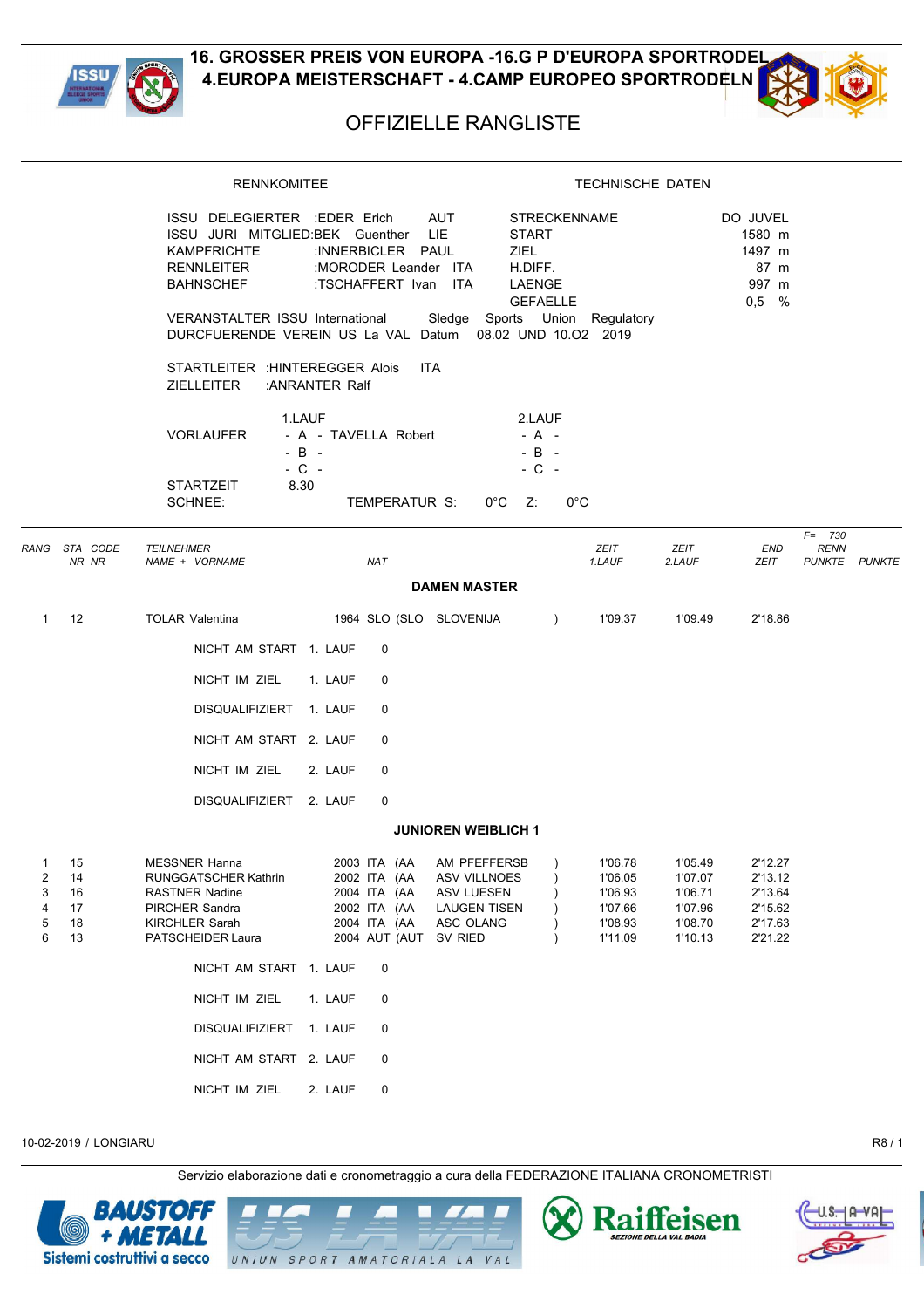# 16. GROSSER PREIS VON EUROPA -16.G P D'EUROPA SPORTRODEL
# 4.EUROPA MEISTERSCHAFT - 4.CAMP EUROPEO SPORTRODELN

## OFFIZIELLE RANGLISTE

| RENNKOMITEE | | | TECHNISCHE DATEN | |
|---|---|---|---|---|
| ISSU DELEGIERTER | :EDER Erich | AUT | STRECKENNAME | DO JUVEL |
| ISSU JURI MITGLIED: | BEK Guenther | LIE | START | 1580 m |
| KAMPFRICHTE | :INNERBICLER PAUL | | ZIEL | 1497 m |
| RENNLEITER | :MORODER Leander | ITA | H.DIFF. | 87 m |
| BAHNSCHEF | :TSCHAFFERT Ivan | ITA | LAENGE | 997 m |
| | | | GEFAELLE | 0,5 % |

VERANSTALTER ISSU International Sledge Sports Union Regulatory
DURCFUERENDE VEREIN US La VAL Datum 08.02 UND 10.O2 2019

STARTLEITER :HINTEREGGER Alois ITA
ZIELLEITER :ANRANTER Ralf

| | 1.LAUF | 2.LAUF |
|---|---|---|
| VORLAUFER | - A - TAVELLA Robert | - A - |
| | - B - | - B - |
| | - C - | - C - |
| STARTZEIT | 8.30 | |

SCHNEE: TEMPERATUR S: 0°C Z: 0°C

| RANG | STA NR | CODE NR | TEILNEHMER NAME + VORNAME | | NAT | | | ZEIT 1.LAUF | ZEIT 2.LAUF | END ZEIT | F= 730 RENN PUNKTE | PUNKTE |
|---|---|---|---|---|---|---|---|---|---|---|---|---|
| | | | **DAMEN MASTER** | | | | | | | | | |
| 1 | 12 | | TOLAR Valentina | 1964 | SLO | (SLO | SLOVENIJA ) | 1'09.37 | 1'09.49 | 2'18.86 | | |
| | | | NICHT AM START 1. LAUF 0 | | | | | | | | | |
| | | | NICHT IM ZIEL 1. LAUF 0 | | | | | | | | | |
| | | | DISQUALIFIZIERT 1. LAUF 0 | | | | | | | | | |
| | | | NICHT AM START 2. LAUF 0 | | | | | | | | | |
| | | | NICHT IM ZIEL 2. LAUF 0 | | | | | | | | | |
| | | | DISQUALIFIZIERT 2. LAUF 0 | | | | | | | | | |
| | | | **JUNIOREN WEIBLICH 1** | | | | | | | | | |
| 1 | 15 | | MESSNER Hanna | 2003 | ITA | (AA | AM PFEFFERSB ) | 1'06.78 | 1'05.49 | 2'12.27 | | |
| 2 | 14 | | RUNGGATSCHER Kathrin | 2002 | ITA | (AA | ASV VILLNOES ) | 1'06.05 | 1'07.07 | 2'13.12 | | |
| 3 | 16 | | RASTNER Nadine | 2004 | ITA | (AA | ASV LUESEN ) | 1'06.93 | 1'06.71 | 2'13.64 | | |
| 4 | 17 | | PIRCHER Sandra | 2002 | ITA | (AA | LAUGEN TISEN ) | 1'07.66 | 1'07.96 | 2'15.62 | | |
| 5 | 18 | | KIRCHLER Sarah | 2004 | ITA | (AA | ASC OLANG ) | 1'08.93 | 1'08.70 | 2'17.63 | | |
| 6 | 13 | | PATSCHEIDER Laura | 2004 | AUT | (AUT | SV RIED ) | 1'11.09 | 1'10.13 | 2'21.22 | | |
| | | | NICHT AM START 1. LAUF 0 | | | | | | | | | |
| | | | NICHT IM ZIEL 1. LAUF 0 | | | | | | | | | |
| | | | DISQUALIFIZIERT 1. LAUF 0 | | | | | | | | | |
| | | | NICHT AM START 2. LAUF 0 | | | | | | | | | |
| | | | NICHT IM ZIEL 2. LAUF 0 | | | | | | | | | |

10-02-2019 / LONGIARU

Servizio elaborazione dati e cronometraggio a cura della FEDERAZIONE ITALIANA CRONOMETRISTI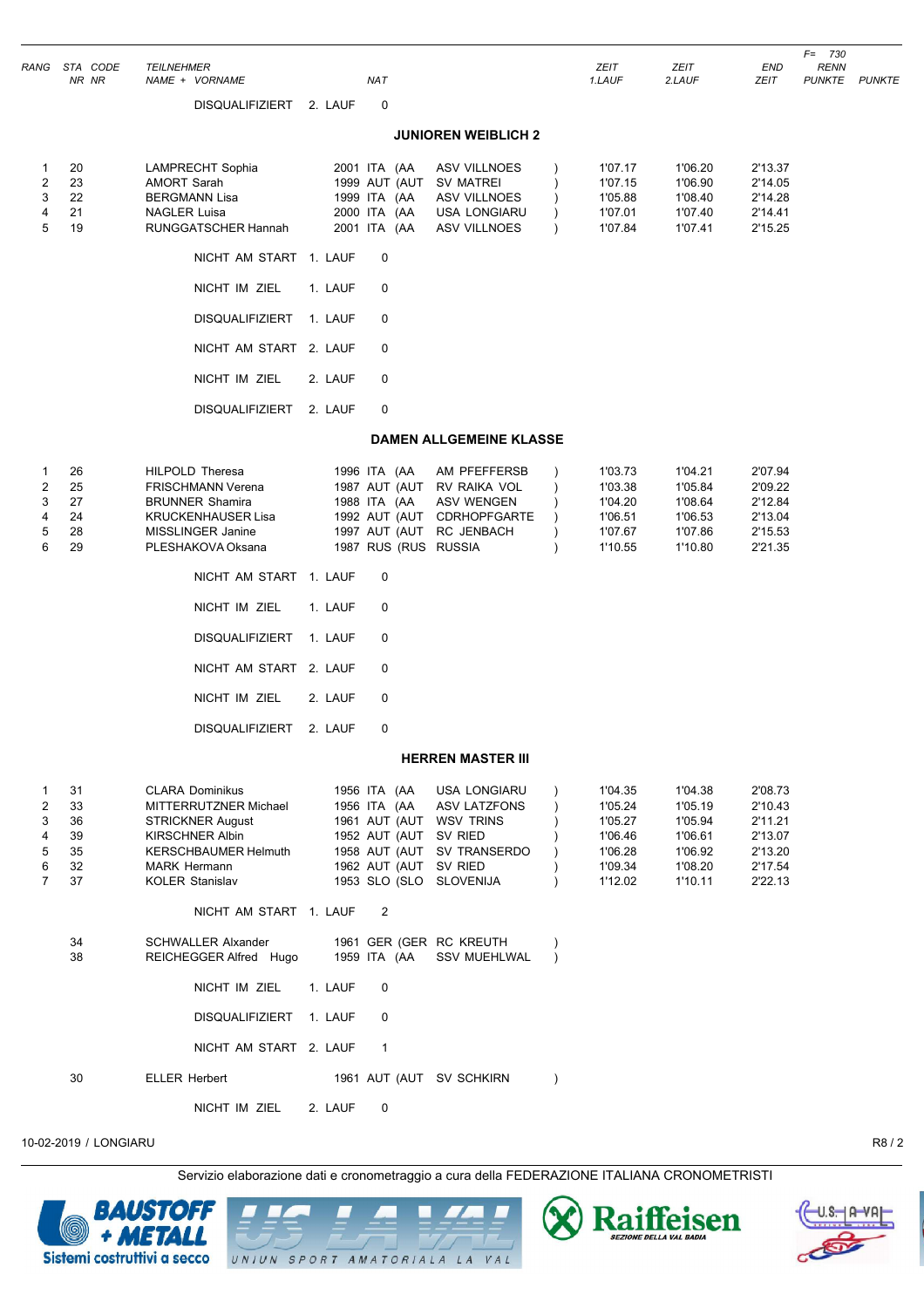| RANG | STA NR | CODE NR | TEILNEHMER NAME + VORNAME | | NAT | | | ZEIT 1.LAUF | ZEIT 2.LAUF | END ZEIT | F= 730 RENN PUNKTE | PUNKTE |
|---|---|---|---|---|---|---|---|---|---|---|---|---|

DISQUALIFIZIERT 2. LAUF 0

## JUNIOREN WEIBLICH 2

| RANG | STA NR | NAME + VORNAME | JAHR | NAT | VEREIN | | ZEIT 1.LAUF | ZEIT 2.LAUF | END ZEIT |
|---|---|---|---|---|---|---|---|---|---|
| 1 | 20 | LAMPRECHT Sophia | 2001 | ITA (AA | ASV VILLNOES | ) | 1'07.17 | 1'06.20 | 2'13.37 |
| 2 | 23 | AMORT Sarah | 1999 | AUT (AUT | SV MATREI | ) | 1'07.15 | 1'06.90 | 2'14.05 |
| 3 | 22 | BERGMANN Lisa | 1999 | ITA (AA | ASV VILLNOES | ) | 1'05.88 | 1'08.40 | 2'14.28 |
| 4 | 21 | NAGLER Luisa | 2000 | ITA (AA | USA LONGIARU | ) | 1'07.01 | 1'07.40 | 2'14.41 |
| 5 | 19 | RUNGGATSCHER Hannah | 2001 | ITA (AA | ASV VILLNOES | ) | 1'07.84 | 1'07.41 | 2'15.25 |

NICHT AM START 1. LAUF 0

NICHT IM ZIEL 1. LAUF 0

DISQUALIFIZIERT 1. LAUF 0

NICHT AM START 2. LAUF 0

NICHT IM ZIEL 2. LAUF 0

DISQUALIFIZIERT 2. LAUF 0

## DAMEN ALLGEMEINE KLASSE

| RANG | STA NR | NAME + VORNAME | JAHR | NAT | VEREIN | | ZEIT 1.LAUF | ZEIT 2.LAUF | END ZEIT |
|---|---|---|---|---|---|---|---|---|---|
| 1 | 26 | HILPOLD Theresa | 1996 | ITA (AA | AM PFEFFERSB | ) | 1'03.73 | 1'04.21 | 2'07.94 |
| 2 | 25 | FRISCHMANN Verena | 1987 | AUT (AUT | RV RAIKA VOL | ) | 1'03.38 | 1'05.84 | 2'09.22 |
| 3 | 27 | BRUNNER Shamira | 1988 | ITA (AA | ASV WENGEN | ) | 1'04.20 | 1'08.64 | 2'12.84 |
| 4 | 24 | KRUCKENHAUSER Lisa | 1992 | AUT (AUT | CDRHOPFGARTE | ) | 1'06.51 | 1'06.53 | 2'13.04 |
| 5 | 28 | MISSLINGER Janine | 1997 | AUT (AUT | RC JENBACH | ) | 1'07.67 | 1'07.86 | 2'15.53 |
| 6 | 29 | PLESHAKOVA Oksana | 1987 | RUS (RUS | RUSSIA | ) | 1'10.55 | 1'10.80 | 2'21.35 |

NICHT AM START 1. LAUF 0

NICHT IM ZIEL 1. LAUF 0

DISQUALIFIZIERT 1. LAUF 0

NICHT AM START 2. LAUF 0

NICHT IM ZIEL 2. LAUF 0

DISQUALIFIZIERT 2. LAUF 0

## HERREN MASTER III

| RANG | STA NR | NAME + VORNAME | JAHR | NAT | VEREIN | | ZEIT 1.LAUF | ZEIT 2.LAUF | END ZEIT |
|---|---|---|---|---|---|---|---|---|---|
| 1 | 31 | CLARA Dominikus | 1956 | ITA (AA | USA LONGIARU | ) | 1'04.35 | 1'04.38 | 2'08.73 |
| 2 | 33 | MITTERRUTZNER Michael | 1956 | ITA (AA | ASV LATZFONS | ) | 1'05.24 | 1'05.19 | 2'10.43 |
| 3 | 36 | STRICKNER August | 1961 | AUT (AUT | WSV TRINS | ) | 1'05.27 | 1'05.94 | 2'11.21 |
| 4 | 39 | KIRSCHNER Albin | 1952 | AUT (AUT | SV RIED | ) | 1'06.46 | 1'06.61 | 2'13.07 |
| 5 | 35 | KERSCHBAUMER Helmuth | 1958 | AUT (AUT | SV TRANSERDO | ) | 1'06.28 | 1'06.92 | 2'13.20 |
| 6 | 32 | MARK Hermann | 1962 | AUT (AUT | SV RIED | ) | 1'09.34 | 1'08.20 | 2'17.54 |
| 7 | 37 | KOLER Stanislav | 1953 | SLO (SLO | SLOVENIJA | ) | 1'12.02 | 1'10.11 | 2'22.13 |

NICHT AM START 1. LAUF 2

| STA NR | NAME + VORNAME | JAHR | NAT | VEREIN | |
|---|---|---|---|---|---|
| 34 | SCHWALLER Alxander | 1961 | GER (GER | RC KREUTH | ) |
| 38 | REICHEGGER Alfred Hugo | 1959 | ITA (AA | SSV MUEHLWAL | ) |

NICHT IM ZIEL 1. LAUF 0

DISQUALIFIZIERT 1. LAUF 0

NICHT AM START 2. LAUF 1

| STA NR | NAME + VORNAME | JAHR | NAT | VEREIN | |
|---|---|---|---|---|---|
| 30 | ELLER Herbert | 1961 | AUT (AUT | SV SCHKIRN | ) |

NICHT IM ZIEL 2. LAUF 0

10-02-2019 / LONGIARU

Servizio elaborazione dati e cronometraggio a cura della FEDERAZIONE ITALIANA CRONOMETRISTI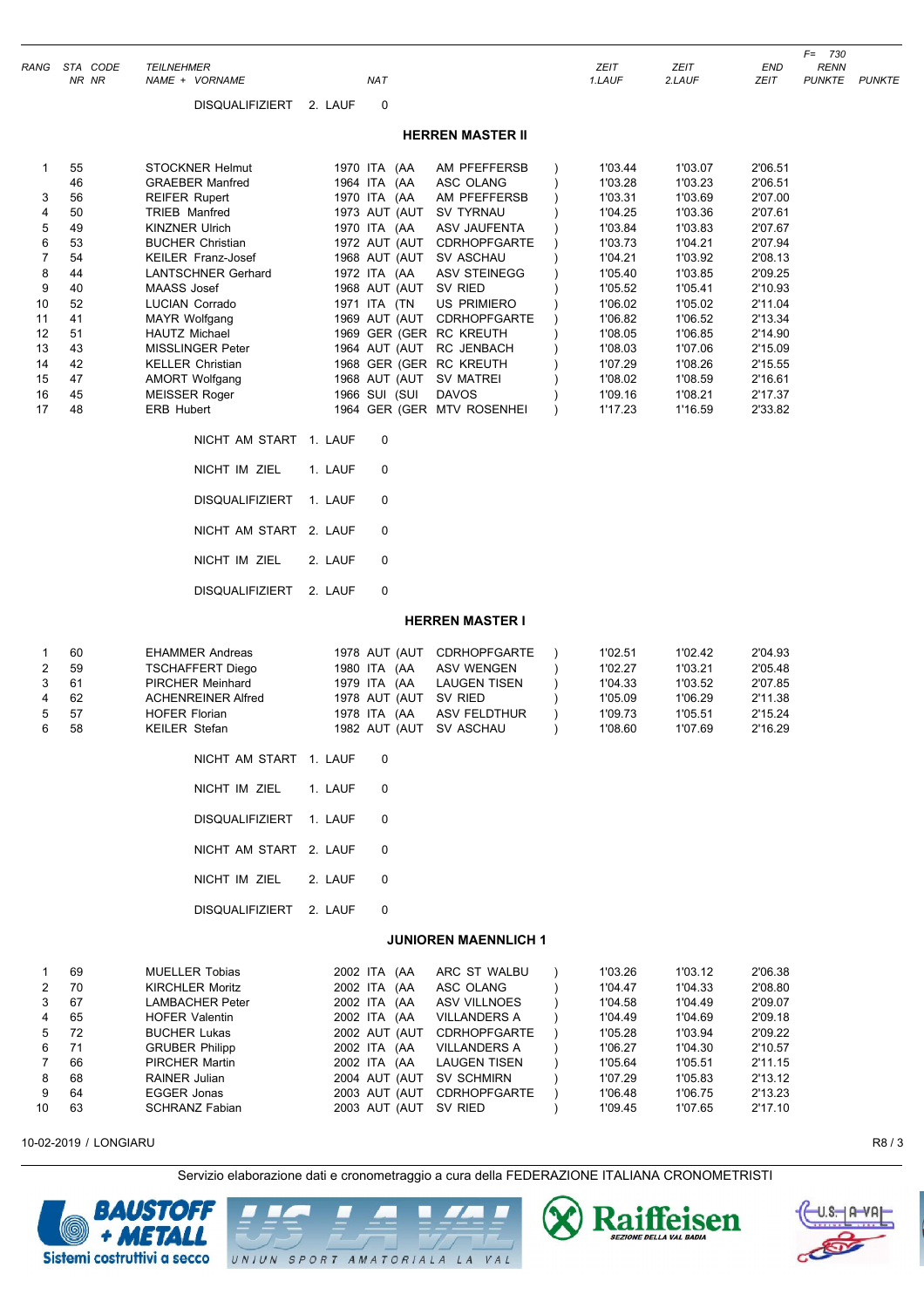| RANG | STA NR | CODE NR | TEILNEHMER NAME + VORNAME | | NAT | | | ZEIT 1.LAUF | ZEIT 2.LAUF | END ZEIT | F= 730 RENN PUNKTE | PUNKTE |
|---|---|---|---|---|---|---|---|---|---|---|---|---|
| | | | DISQUALIFIZIERT 2. LAUF 0 | | | | | | | | | |

## HERREN MASTER II

| RANG | STA NR | CODE NR | NAME + VORNAME | JG | NAT | | VEREIN | | ZEIT 1.LAUF | ZEIT 2.LAUF | END ZEIT | RENN PUNKTE | PUNKTE |
|---|---|---|---|---|---|---|---|---|---|---|---|---|---|
| 1 | 55 | | STOCKNER Helmut | 1970 | ITA | (AA | AM PFEFFERSB | ) | 1'03.44 | 1'03.07 | 2'06.51 | | |
| | 46 | | GRAEBER Manfred | 1964 | ITA | (AA | ASC OLANG | ) | 1'03.28 | 1'03.23 | 2'06.51 | | |
| 3 | 56 | | REIFER Rupert | 1970 | ITA | (AA | AM PFEFFERSB | ) | 1'03.31 | 1'03.69 | 2'07.00 | | |
| 4 | 50 | | TRIEB Manfred | 1973 | AUT | (AUT | SV TYRNAU | ) | 1'04.25 | 1'03.36 | 2'07.61 | | |
| 5 | 49 | | KINZNER Ulrich | 1970 | ITA | (AA | ASV JAUFENTA | ) | 1'03.84 | 1'03.83 | 2'07.67 | | |
| 6 | 53 | | BUCHER Christian | 1972 | AUT | (AUT | CDRHOPFGARTE | ) | 1'03.73 | 1'04.21 | 2'07.94 | | |
| 7 | 54 | | KEILER Franz-Josef | 1968 | AUT | (AUT | SV ASCHAU | ) | 1'04.21 | 1'03.92 | 2'08.13 | | |
| 8 | 44 | | LANTSCHNER Gerhard | 1972 | ITA | (AA | ASV STEINEGG | ) | 1'05.40 | 1'03.85 | 2'09.25 | | |
| 9 | 40 | | MAASS Josef | 1968 | AUT | (AUT | SV RIED | ) | 1'05.52 | 1'05.41 | 2'10.93 | | |
| 10 | 52 | | LUCIAN Corrado | 1971 | ITA | (TN | US PRIMIERO | ) | 1'06.02 | 1'05.02 | 2'11.04 | | |
| 11 | 41 | | MAYR Wolfgang | 1969 | AUT | (AUT | CDRHOPFGARTE | ) | 1'06.82 | 1'06.52 | 2'13.34 | | |
| 12 | 51 | | HAUTZ Michael | 1969 | GER | (GER | RC KREUTH | ) | 1'08.05 | 1'06.85 | 2'14.90 | | |
| 13 | 43 | | MISSLINGER Peter | 1964 | AUT | (AUT | RC JENBACH | ) | 1'08.03 | 1'07.06 | 2'15.09 | | |
| 14 | 42 | | KELLER Christian | 1968 | GER | (GER | RC KREUTH | ) | 1'07.29 | 1'08.26 | 2'15.55 | | |
| 15 | 47 | | AMORT Wolfgang | 1968 | AUT | (AUT | SV MATREI | ) | 1'08.02 | 1'08.59 | 2'16.61 | | |
| 16 | 45 | | MEISSER Roger | 1966 | SUI | (SUI | DAVOS | ) | 1'09.16 | 1'08.21 | 2'17.37 | | |
| 17 | 48 | | ERB Hubert | 1964 | GER | (GER | MTV ROSENHEI | ) | 1'17.23 | 1'16.59 | 2'33.82 | | |

NICHT AM START 1. LAUF 0

NICHT IM ZIEL 1. LAUF 0

DISQUALIFIZIERT 1. LAUF 0

NICHT AM START 2. LAUF 0

NICHT IM ZIEL 2. LAUF 0

DISQUALIFIZIERT 2. LAUF 0

## HERREN MASTER I

| RANG | STA NR | CODE NR | NAME + VORNAME | JG | NAT | | VEREIN | | ZEIT 1.LAUF | ZEIT 2.LAUF | END ZEIT | RENN PUNKTE | PUNKTE |
|---|---|---|---|---|---|---|---|---|---|---|---|---|---|
| 1 | 60 | | EHAMMER Andreas | 1978 | AUT | (AUT | CDRHOPFGARTE | ) | 1'02.51 | 1'02.42 | 2'04.93 | | |
| 2 | 59 | | TSCHAFFERT Diego | 1980 | ITA | (AA | ASV WENGEN | ) | 1'02.27 | 1'03.21 | 2'05.48 | | |
| 3 | 61 | | PIRCHER Meinhard | 1979 | ITA | (AA | LAUGEN TISEN | ) | 1'04.33 | 1'03.52 | 2'07.85 | | |
| 4 | 62 | | ACHENREINER Alfred | 1978 | AUT | (AUT | SV RIED | ) | 1'05.09 | 1'06.29 | 2'11.38 | | |
| 5 | 57 | | HOFER Florian | 1978 | ITA | (AA | ASV FELDTHUR | ) | 1'09.73 | 1'05.51 | 2'15.24 | | |
| 6 | 58 | | KEILER Stefan | 1982 | AUT | (AUT | SV ASCHAU | ) | 1'08.60 | 1'07.69 | 2'16.29 | | |

NICHT AM START 1. LAUF 0

NICHT IM ZIEL 1. LAUF 0

DISQUALIFIZIERT 1. LAUF 0

NICHT AM START 2. LAUF 0

NICHT IM ZIEL 2. LAUF 0

DISQUALIFIZIERT 2. LAUF 0

## JUNIOREN MAENNLICH 1

| RANG | STA NR | CODE NR | NAME + VORNAME | JG | NAT | | VEREIN | | ZEIT 1.LAUF | ZEIT 2.LAUF | END ZEIT | RENN PUNKTE | PUNKTE |
|---|---|---|---|---|---|---|---|---|---|---|---|---|---|
| 1 | 69 | | MUELLER Tobias | 2002 | ITA | (AA | ARC ST WALBU | ) | 1'03.26 | 1'03.12 | 2'06.38 | | |
| 2 | 70 | | KIRCHLER Moritz | 2002 | ITA | (AA | ASC OLANG | ) | 1'04.47 | 1'04.33 | 2'08.80 | | |
| 3 | 67 | | LAMBACHER Peter | 2002 | ITA | (AA | ASV VILLNOES | ) | 1'04.58 | 1'04.49 | 2'09.07 | | |
| 4 | 65 | | HOFER Valentin | 2002 | ITA | (AA | VILLANDERS A | ) | 1'04.49 | 1'04.69 | 2'09.18 | | |
| 5 | 72 | | BUCHER Lukas | 2002 | AUT | (AUT | CDRHOPFGARTE | ) | 1'05.28 | 1'03.94 | 2'09.22 | | |
| 6 | 71 | | GRUBER Philipp | 2002 | ITA | (AA | VILLANDERS A | ) | 1'06.27 | 1'04.30 | 2'10.57 | | |
| 7 | 66 | | PIRCHER Martin | 2002 | ITA | (AA | LAUGEN TISEN | ) | 1'05.64 | 1'05.51 | 2'11.15 | | |
| 8 | 68 | | RAINER Julian | 2004 | AUT | (AUT | SV SCHMIRN | ) | 1'07.29 | 1'05.83 | 2'13.12 | | |
| 9 | 64 | | EGGER Jonas | 2003 | AUT | (AUT | CDRHOPFGARTE | ) | 1'06.48 | 1'06.75 | 2'13.23 | | |
| 10 | 63 | | SCHRANZ Fabian | 2003 | AUT | (AUT | SV RIED | ) | 1'09.45 | 1'07.65 | 2'17.10 | | |

10-02-2019 / LONGIARU

Servizio elaborazione dati e cronometraggio a cura della FEDERAZIONE ITALIANA CRONOMETRISTI

BAUSTOFF + METALL Sistemi costruttivi a secco — US LA VAL UNIUN SPORT AMATORIALA LA VAL — Raiffeisen SEZIONE DELLA VAL BADIA — U.S. LA VAL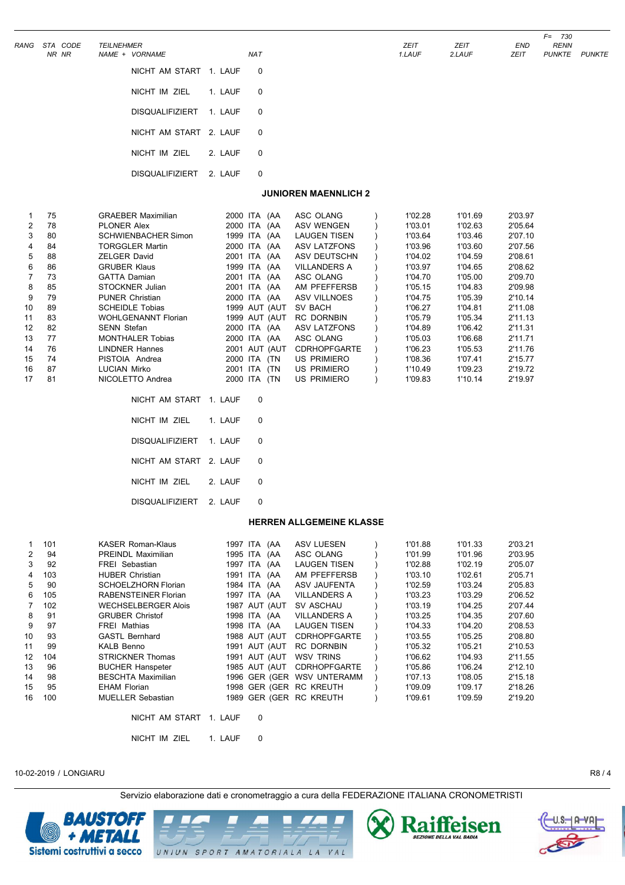| RANG | STA NR | CODE NR | TEILNEHMER NAME + VORNAME | | NAT | | | ZEIT 1.LAUF | ZEIT 2.LAUF | END ZEIT | F= 730 RENN PUNKTE | PUNKTE |
|---|---|---|---|---|---|---|---|---|---|---|---|---|

NICHT AM START 1. LAUF 0

NICHT IM ZIEL 1. LAUF 0

DISQUALIFIZIERT 1. LAUF 0

NICHT AM START 2. LAUF 0

NICHT IM ZIEL 2. LAUF 0

DISQUALIFIZIERT 2. LAUF 0

## JUNIOREN MAENNLICH 2

| RANG | STA NR | NAME + VORNAME | JG | NAT | VEREIN | ZEIT 1.LAUF | ZEIT 2.LAUF | END ZEIT |
|---|---|---|---|---|---|---|---|---|
| 1 | 75 | GRAEBER Maximilian | 2000 | ITA (AA | ASC OLANG ) | 1'02.28 | 1'01.69 | 2'03.97 |
| 2 | 78 | PLONER Alex | 2000 | ITA (AA | ASV WENGEN ) | 1'03.01 | 1'02.63 | 2'05.64 |
| 3 | 80 | SCHWIENBACHER Simon | 1999 | ITA (AA | LAUGEN TISEN ) | 1'03.64 | 1'03.46 | 2'07.10 |
| 4 | 84 | TORGGLER Martin | 2000 | ITA (AA | ASV LATZFONS ) | 1'03.96 | 1'03.60 | 2'07.56 |
| 5 | 88 | ZELGER David | 2001 | ITA (AA | ASV DEUTSCHN ) | 1'04.02 | 1'04.59 | 2'08.61 |
| 6 | 86 | GRUBER Klaus | 1999 | ITA (AA | VILLANDERS A ) | 1'03.97 | 1'04.65 | 2'08.62 |
| 7 | 73 | GATTA Damian | 2001 | ITA (AA | ASC OLANG ) | 1'04.70 | 1'05.00 | 2'09.70 |
| 8 | 85 | STOCKNER Julian | 2001 | ITA (AA | AM PFEFFERSB ) | 1'05.15 | 1'04.83 | 2'09.98 |
| 9 | 79 | PUNER Christian | 2000 | ITA (AA | ASV VILLNOES ) | 1'04.75 | 1'05.39 | 2'10.14 |
| 10 | 89 | SCHEIDLE Tobias | 1999 | AUT (AUT | SV BACH ) | 1'06.27 | 1'04.81 | 2'11.08 |
| 11 | 83 | WOHLGENANNT Florian | 1999 | AUT (AUT | RC DORNBIN ) | 1'05.79 | 1'05.34 | 2'11.13 |
| 12 | 82 | SENN Stefan | 2000 | ITA (AA | ASV LATZFONS ) | 1'04.89 | 1'06.42 | 2'11.31 |
| 13 | 77 | MONTHALER Tobias | 2000 | ITA (AA | ASC OLANG ) | 1'05.03 | 1'06.68 | 2'11.71 |
| 14 | 76 | LINDNER Hannes | 2001 | AUT (AUT | CDRHOPFGARTE ) | 1'06.23 | 1'05.53 | 2'11.76 |
| 15 | 74 | PISTOIA Andrea | 2000 | ITA (TN | US PRIMIERO ) | 1'08.36 | 1'07.41 | 2'15.77 |
| 16 | 87 | LUCIAN Mirko | 2001 | ITA (TN | US PRIMIERO ) | 1'10.49 | 1'09.23 | 2'19.72 |
| 17 | 81 | NICOLETTO Andrea | 2000 | ITA (TN | US PRIMIERO ) | 1'09.83 | 1'10.14 | 2'19.97 |

NICHT AM START 1. LAUF 0

NICHT IM ZIEL 1. LAUF 0

DISQUALIFIZIERT 1. LAUF 0

NICHT AM START 2. LAUF 0

NICHT IM ZIEL 2. LAUF 0

DISQUALIFIZIERT 2. LAUF 0

## HERREN ALLGEMEINE KLASSE

| RANG | STA NR | NAME + VORNAME | JG | NAT | VEREIN | ZEIT 1.LAUF | ZEIT 2.LAUF | END ZEIT |
|---|---|---|---|---|---|---|---|---|
| 1 | 101 | KASER Roman-Klaus | 1997 | ITA (AA | ASV LUESEN ) | 1'01.88 | 1'01.33 | 2'03.21 |
| 2 | 94 | PREINDL Maximilian | 1995 | ITA (AA | ASC OLANG ) | 1'01.99 | 1'01.96 | 2'03.95 |
| 3 | 92 | FREI Sebastian | 1997 | ITA (AA | LAUGEN TISEN ) | 1'02.88 | 1'02.19 | 2'05.07 |
| 4 | 103 | HUBER Christian | 1991 | ITA (AA | AM PFEFFERSB ) | 1'03.10 | 1'02.61 | 2'05.71 |
| 5 | 90 | SCHOELZHORN Florian | 1984 | ITA (AA | ASV JAUFENTA ) | 1'02.59 | 1'03.24 | 2'05.83 |
| 6 | 105 | RABENSTEINER Florian | 1997 | ITA (AA | VILLANDERS A ) | 1'03.23 | 1'03.29 | 2'06.52 |
| 7 | 102 | WECHSELBERGER Alois | 1987 | AUT (AUT | SV ASCHAU ) | 1'03.19 | 1'04.25 | 2'07.44 |
| 8 | 91 | GRUBER Christof | 1998 | ITA (AA | VILLANDERS A ) | 1'03.25 | 1'04.35 | 2'07.60 |
| 9 | 97 | FREI Mathias | 1998 | ITA (AA | LAUGEN TISEN ) | 1'04.33 | 1'04.20 | 2'08.53 |
| 10 | 93 | GASTL Bernhard | 1988 | AUT (AUT | CDRHOPFGARTE ) | 1'03.55 | 1'05.25 | 2'08.80 |
| 11 | 99 | KALB Benno | 1991 | AUT (AUT | RC DORNBIN ) | 1'05.32 | 1'05.21 | 2'10.53 |
| 12 | 104 | STRICKNER Thomas | 1991 | AUT (AUT | WSV TRINS ) | 1'06.62 | 1'04.93 | 2'11.55 |
| 13 | 96 | BUCHER Hanspeter | 1985 | AUT (AUT | CDRHOPFGARTE ) | 1'05.86 | 1'06.24 | 2'12.10 |
| 14 | 98 | BESCHTA Maximilian | 1996 | GER (GER | WSV UNTERAMM ) | 1'07.13 | 1'08.05 | 2'15.18 |
| 15 | 95 | EHAM Florian | 1998 | GER (GER | RC KREUTH ) | 1'09.09 | 1'09.17 | 2'18.26 |
| 16 | 100 | MUELLER Sebastian | 1989 | GER (GER | RC KREUTH ) | 1'09.61 | 1'09.59 | 2'19.20 |

NICHT AM START 1. LAUF 0

NICHT IM ZIEL 1. LAUF 0

10-02-2019 / LONGIARU

Servizio elaborazione dati e cronometraggio a cura della FEDERAZIONE ITALIANA CRONOMETRISTI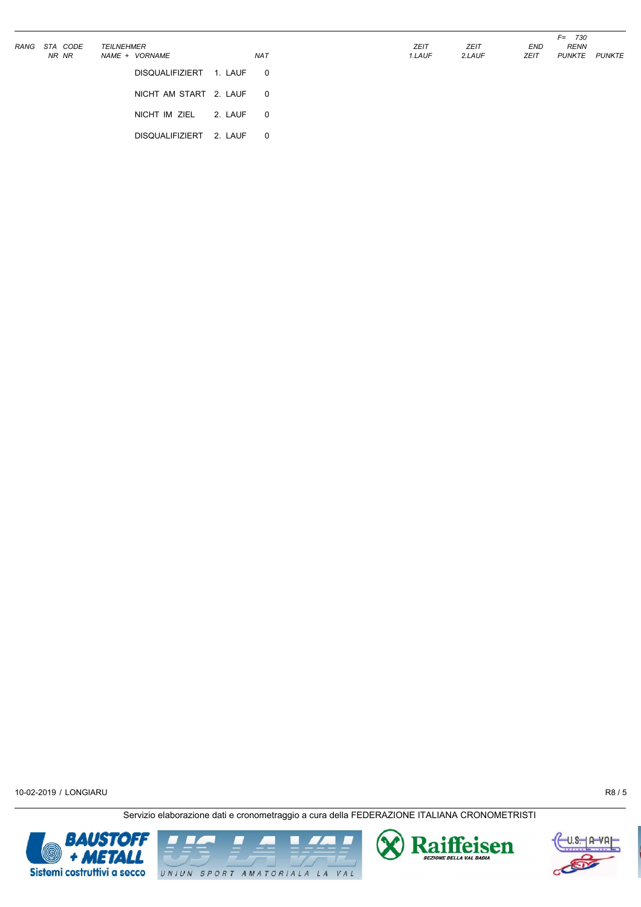| RANG | STA NR | CODE NR | TEILNEHMER NAME + VORNAME | NAT | ZEIT 1.LAUF | ZEIT 2.LAUF | END ZEIT | F= 730 RENN PUNKTE | PUNKTE |
|---|---|---|---|---|---|---|---|---|---|
| | | | DISQUALIFIZIERT 1. LAUF | 0 | | | | | |
| | | | NICHT AM START 2. LAUF | 0 | | | | | |
| | | | NICHT IM ZIEL 2. LAUF | 0 | | | | | |
| | | | DISQUALIFIZIERT 2. LAUF | 0 | | | | | |

10-02-2019 / LONGIARU

R8 / 5

Servizio elaborazione dati e cronometraggio a cura della FEDERAZIONE ITALIANA CRONOMETRISTI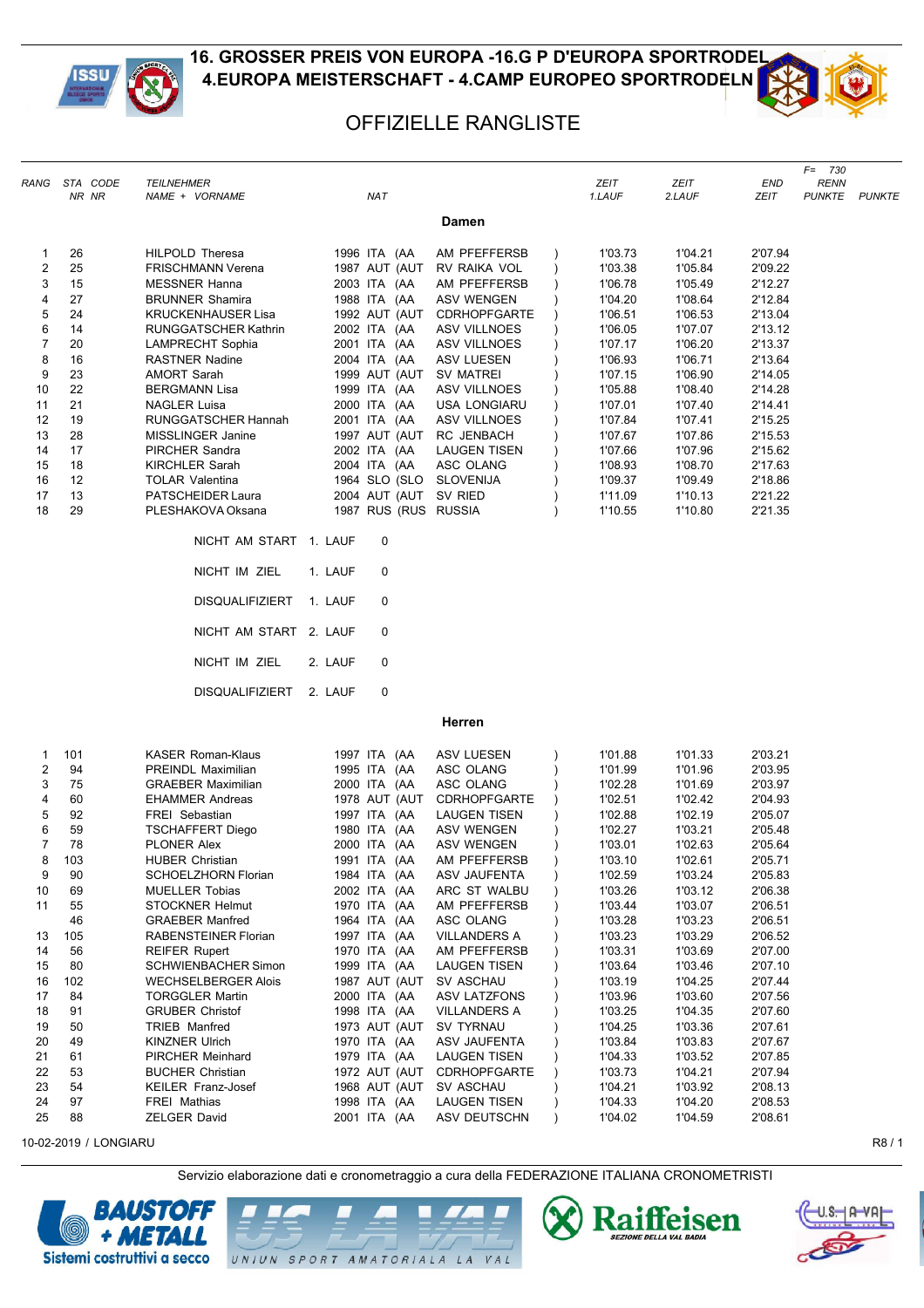# 16. GROSSER PREIS VON EUROPA -16.G P D'EUROPA SPORTRODEL
# 4.EUROPA MEISTERSCHAFT - 4.CAMP EUROPEO SPORTRODELN

## OFFIZIELLE RANGLISTE

| RANG | STA NR | CODE NR | TEILNEHMER NAME + VORNAME | NAT | | ZEIT 1.LAUF | ZEIT 2.LAUF | END ZEIT | F= 730 RENN PUNKTE | PUNKTE |
|---|---|---|---|---|---|---|---|---|---|---|
| | | | **Damen** | | | | | | | |
| 1 | 26 | | HILPOLD Theresa | 1996 ITA (AA | AM PFEFFERSB ) | 1'03.73 | 1'04.21 | 2'07.94 | | |
| 2 | 25 | | FRISCHMANN Verena | 1987 AUT (AUT | RV RAIKA VOL ) | 1'03.38 | 1'05.84 | 2'09.22 | | |
| 3 | 15 | | MESSNER Hanna | 2003 ITA (AA | AM PFEFFERSB ) | 1'06.78 | 1'05.49 | 2'12.27 | | |
| 4 | 27 | | BRUNNER Shamira | 1988 ITA (AA | ASV WENGEN ) | 1'04.20 | 1'08.64 | 2'12.84 | | |
| 5 | 24 | | KRUCKENHAUSER Lisa | 1992 AUT (AUT | CDRHOPFGARTE ) | 1'06.51 | 1'06.53 | 2'13.04 | | |
| 6 | 14 | | RUNGGATSCHER Kathrin | 2002 ITA (AA | ASV VILLNOES ) | 1'06.05 | 1'07.07 | 2'13.12 | | |
| 7 | 20 | | LAMPRECHT Sophia | 2001 ITA (AA | ASV VILLNOES ) | 1'07.17 | 1'06.20 | 2'13.37 | | |
| 8 | 16 | | RASTNER Nadine | 2004 ITA (AA | ASV LUESEN ) | 1'06.93 | 1'06.71 | 2'13.64 | | |
| 9 | 23 | | AMORT Sarah | 1999 AUT (AUT | SV MATREI ) | 1'07.15 | 1'06.90 | 2'14.05 | | |
| 10 | 22 | | BERGMANN Lisa | 1999 ITA (AA | ASV VILLNOES ) | 1'05.88 | 1'08.40 | 2'14.28 | | |
| 11 | 21 | | NAGLER Luisa | 2000 ITA (AA | USA LONGIARU ) | 1'07.01 | 1'07.40 | 2'14.41 | | |
| 12 | 19 | | RUNGGATSCHER Hannah | 2001 ITA (AA | ASV VILLNOES ) | 1'07.84 | 1'07.41 | 2'15.25 | | |
| 13 | 28 | | MISSLINGER Janine | 1997 AUT (AUT | RC JENBACH ) | 1'07.67 | 1'07.86 | 2'15.53 | | |
| 14 | 17 | | PIRCHER Sandra | 2002 ITA (AA | LAUGEN TISEN ) | 1'07.66 | 1'07.96 | 2'15.62 | | |
| 15 | 18 | | KIRCHLER Sarah | 2004 ITA (AA | ASC OLANG ) | 1'08.93 | 1'08.70 | 2'17.63 | | |
| 16 | 12 | | TOLAR Valentina | 1964 SLO (SLO | SLOVENIJA ) | 1'09.37 | 1'09.49 | 2'18.86 | | |
| 17 | 13 | | PATSCHEIDER Laura | 2004 AUT (AUT | SV RIED ) | 1'11.09 | 1'10.13 | 2'21.22 | | |
| 18 | 29 | | PLESHAKOVA Oksana | 1987 RUS (RUS | RUSSIA ) | 1'10.55 | 1'10.80 | 2'21.35 | | |

NICHT AM START 1. LAUF 0

NICHT IM ZIEL 1. LAUF 0

DISQUALIFIZIERT 1. LAUF 0

NICHT AM START 2. LAUF 0

NICHT IM ZIEL 2. LAUF 0

DISQUALIFIZIERT 2. LAUF 0

| RANG | STA NR | CODE NR | TEILNEHMER NAME + VORNAME | NAT | | ZEIT 1.LAUF | ZEIT 2.LAUF | END ZEIT | RENN PUNKTE | PUNKTE |
|---|---|---|---|---|---|---|---|---|---|---|
| | | | **Herren** | | | | | | | |
| 1 | 101 | | KASER Roman-Klaus | 1997 ITA (AA | ASV LUESEN ) | 1'01.88 | 1'01.33 | 2'03.21 | | |
| 2 | 94 | | PREINDL Maximilian | 1995 ITA (AA | ASC OLANG ) | 1'01.99 | 1'01.96 | 2'03.95 | | |
| 3 | 75 | | GRAEBER Maximilian | 2000 ITA (AA | ASC OLANG ) | 1'02.28 | 1'01.69 | 2'03.97 | | |
| 4 | 60 | | EHAMMER Andreas | 1978 AUT (AUT | CDRHOPFGARTE ) | 1'02.51 | 1'02.42 | 2'04.93 | | |
| 5 | 92 | | FREI Sebastian | 1997 ITA (AA | LAUGEN TISEN ) | 1'02.88 | 1'02.19 | 2'05.07 | | |
| 6 | 59 | | TSCHAFFERT Diego | 1980 ITA (AA | ASV WENGEN ) | 1'02.27 | 1'03.21 | 2'05.48 | | |
| 7 | 78 | | PLONER Alex | 2000 ITA (AA | ASV WENGEN ) | 1'03.01 | 1'02.63 | 2'05.64 | | |
| 8 | 103 | | HUBER Christian | 1991 ITA (AA | AM PFEFFERSB ) | 1'03.10 | 1'02.61 | 2'05.71 | | |
| 9 | 90 | | SCHOELZHORN Florian | 1984 ITA (AA | ASV JAUFENTA ) | 1'02.59 | 1'03.24 | 2'05.83 | | |
| 10 | 69 | | MUELLER Tobias | 2002 ITA (AA | ARC ST WALBU ) | 1'03.26 | 1'03.12 | 2'06.38 | | |
| 11 | 55 | | STOCKNER Helmut | 1970 ITA (AA | AM PFEFFERSB ) | 1'03.44 | 1'03.07 | 2'06.51 | | |
| | 46 | | GRAEBER Manfred | 1964 ITA (AA | ASC OLANG ) | 1'03.28 | 1'03.23 | 2'06.51 | | |
| 13 | 105 | | RABENSTEINER Florian | 1997 ITA (AA | VILLANDERS A ) | 1'03.23 | 1'03.29 | 2'06.52 | | |
| 14 | 56 | | REIFER Rupert | 1970 ITA (AA | AM PFEFFERSB ) | 1'03.31 | 1'03.69 | 2'07.00 | | |
| 15 | 80 | | SCHWIENBACHER Simon | 1999 ITA (AA | LAUGEN TISEN ) | 1'03.64 | 1'03.46 | 2'07.10 | | |
| 16 | 102 | | WECHSELBERGER Alois | 1987 AUT (AUT | SV ASCHAU ) | 1'03.19 | 1'04.25 | 2'07.44 | | |
| 17 | 84 | | TORGGLER Martin | 2000 ITA (AA | ASV LATZFONS ) | 1'03.96 | 1'03.60 | 2'07.56 | | |
| 18 | 91 | | GRUBER Christof | 1998 ITA (AA | VILLANDERS A ) | 1'03.25 | 1'04.35 | 2'07.60 | | |
| 19 | 50 | | TRIEB Manfred | 1973 AUT (AUT | SV TYRNAU ) | 1'04.25 | 1'03.36 | 2'07.61 | | |
| 20 | 49 | | KINZNER Ulrich | 1970 ITA (AA | ASV JAUFENTA ) | 1'03.84 | 1'03.83 | 2'07.67 | | |
| 21 | 61 | | PIRCHER Meinhard | 1979 ITA (AA | LAUGEN TISEN ) | 1'04.33 | 1'03.52 | 2'07.85 | | |
| 22 | 53 | | BUCHER Christian | 1972 AUT (AUT | CDRHOPFGARTE ) | 1'03.73 | 1'04.21 | 2'07.94 | | |
| 23 | 54 | | KEILER Franz-Josef | 1968 AUT (AUT | SV ASCHAU ) | 1'04.21 | 1'03.92 | 2'08.13 | | |
| 24 | 97 | | FREI Mathias | 1998 ITA (AA | LAUGEN TISEN ) | 1'04.33 | 1'04.20 | 2'08.53 | | |
| 25 | 88 | | ZELGER David | 2001 ITA (AA | ASV DEUTSCHN ) | 1'04.02 | 1'04.59 | 2'08.61 | | |

10-02-2019 / LONGIARU

Servizio elaborazione dati e cronometraggio a cura della FEDERAZIONE ITALIANA CRONOMETRISTI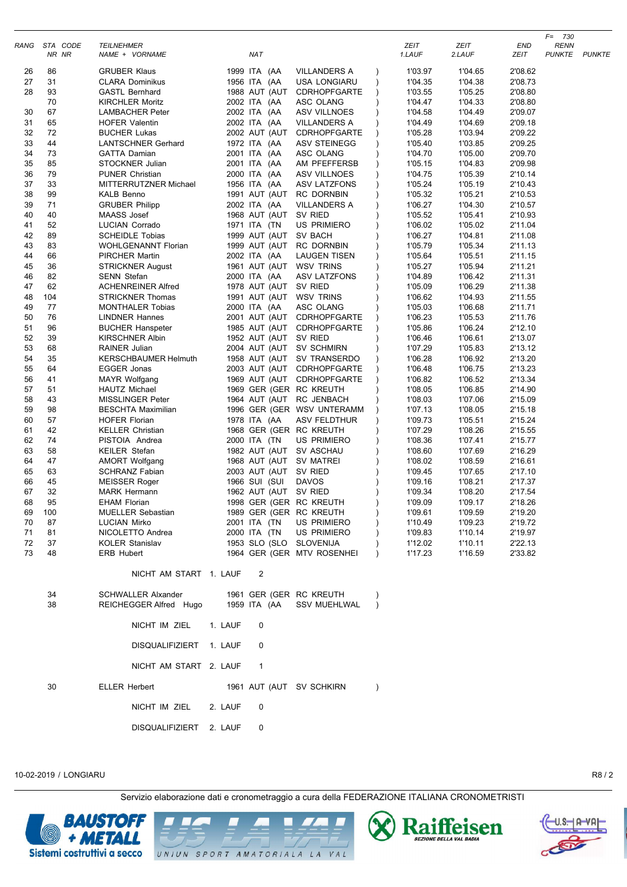| RANG | STA NR | CODE NR | TEILNEHMER NAME + VORNAME | | NAT | | | ZEIT 1.LAUF | ZEIT 2.LAUF | END ZEIT | F= 730 RENN PUNKTE | PUNKTE |
|---|---|---|---|---|---|---|---|---|---|---|---|---|
| 26 | 86 | | GRUBER Klaus | 1999 | ITA | (AA | VILLANDERS A ) | 1'03.97 | 1'04.65 | 2'08.62 | | |
| 27 | 31 | | CLARA Dominikus | 1956 | ITA | (AA | USA LONGIARU ) | 1'04.35 | 1'04.38 | 2'08.73 | | |
| 28 | 93 | | GASTL Bernhard | 1988 | AUT | (AUT | CDRHOPFGARTE ) | 1'03.55 | 1'05.25 | 2'08.80 | | |
| | 70 | | KIRCHLER Moritz | 2002 | ITA | (AA | ASC OLANG ) | 1'04.47 | 1'04.33 | 2'08.80 | | |
| 30 | 67 | | LAMBACHER Peter | 2002 | ITA | (AA | ASV VILLNOES ) | 1'04.58 | 1'04.49 | 2'09.07 | | |
| 31 | 65 | | HOFER Valentin | 2002 | ITA | (AA | VILLANDERS A ) | 1'04.49 | 1'04.69 | 2'09.18 | | |
| 32 | 72 | | BUCHER Lukas | 2002 | AUT | (AUT | CDRHOPFGARTE ) | 1'05.28 | 1'03.94 | 2'09.22 | | |
| 33 | 44 | | LANTSCHNER Gerhard | 1972 | ITA | (AA | ASV STEINEGG ) | 1'05.40 | 1'03.85 | 2'09.25 | | |
| 34 | 73 | | GATTA Damian | 2001 | ITA | (AA | ASC OLANG ) | 1'04.70 | 1'05.00 | 2'09.70 | | |
| 35 | 85 | | STOCKNER Julian | 2001 | ITA | (AA | AM PFEFFERSB ) | 1'05.15 | 1'04.83 | 2'09.98 | | |
| 36 | 79 | | PUNER Christian | 2000 | ITA | (AA | ASV VILLNOES ) | 1'04.75 | 1'05.39 | 2'10.14 | | |
| 37 | 33 | | MITTERRUTZNER Michael | 1956 | ITA | (AA | ASV LATZFONS ) | 1'05.24 | 1'05.19 | 2'10.43 | | |
| 38 | 99 | | KALB Benno | 1991 | AUT | (AUT | RC DORNBIN ) | 1'05.32 | 1'05.21 | 2'10.53 | | |
| 39 | 71 | | GRUBER Philipp | 2002 | ITA | (AA | VILLANDERS A ) | 1'06.27 | 1'04.30 | 2'10.57 | | |
| 40 | 40 | | MAASS Josef | 1968 | AUT | (AUT | SV RIED ) | 1'05.52 | 1'05.41 | 2'10.93 | | |
| 41 | 52 | | LUCIAN Corrado | 1971 | ITA | (TN | US PRIMIERO ) | 1'06.02 | 1'05.02 | 2'11.04 | | |
| 42 | 89 | | SCHEIDLE Tobias | 1999 | AUT | (AUT | SV BACH ) | 1'06.27 | 1'04.81 | 2'11.08 | | |
| 43 | 83 | | WOHLGENANNT Florian | 1999 | AUT | (AUT | RC DORNBIN ) | 1'05.79 | 1'05.34 | 2'11.13 | | |
| 44 | 66 | | PIRCHER Martin | 2002 | ITA | (AA | LAUGEN TISEN ) | 1'05.64 | 1'05.51 | 2'11.15 | | |
| 45 | 36 | | STRICKNER August | 1961 | AUT | (AUT | WSV TRINS ) | 1'05.27 | 1'05.94 | 2'11.21 | | |
| 46 | 82 | | SENN Stefan | 2000 | ITA | (AA | ASV LATZFONS ) | 1'04.89 | 1'06.42 | 2'11.31 | | |
| 47 | 62 | | ACHENREINER Alfred | 1978 | AUT | (AUT | SV RIED ) | 1'05.09 | 1'06.29 | 2'11.38 | | |
| 48 | 104 | | STRICKNER Thomas | 1991 | AUT | (AUT | WSV TRINS ) | 1'06.62 | 1'04.93 | 2'11.55 | | |
| 49 | 77 | | MONTHALER Tobias | 2000 | ITA | (AA | ASC OLANG ) | 1'05.03 | 1'06.68 | 2'11.71 | | |
| 50 | 76 | | LINDNER Hannes | 2001 | AUT | (AUT | CDRHOPFGARTE ) | 1'06.23 | 1'05.53 | 2'11.76 | | |
| 51 | 96 | | BUCHER Hanspeter | 1985 | AUT | (AUT | CDRHOPFGARTE ) | 1'05.86 | 1'06.24 | 2'12.10 | | |
| 52 | 39 | | KIRSCHNER Albin | 1952 | AUT | (AUT | SV RIED ) | 1'06.46 | 1'06.61 | 2'13.07 | | |
| 53 | 68 | | RAINER Julian | 2004 | AUT | (AUT | SV SCHMIRN ) | 1'07.29 | 1'05.83 | 2'13.12 | | |
| 54 | 35 | | KERSCHBAUMER Helmuth | 1958 | AUT | (AUT | SV TRANSERDO ) | 1'06.28 | 1'06.92 | 2'13.20 | | |
| 55 | 64 | | EGGER Jonas | 2003 | AUT | (AUT | CDRHOPFGARTE ) | 1'06.48 | 1'06.75 | 2'13.23 | | |
| 56 | 41 | | MAYR Wolfgang | 1969 | AUT | (AUT | CDRHOPFGARTE ) | 1'06.82 | 1'06.52 | 2'13.34 | | |
| 57 | 51 | | HAUTZ Michael | 1969 | GER | (GER | RC KREUTH ) | 1'08.05 | 1'06.85 | 2'14.90 | | |
| 58 | 43 | | MISSLINGER Peter | 1964 | AUT | (AUT | RC JENBACH ) | 1'08.03 | 1'07.06 | 2'15.09 | | |
| 59 | 98 | | BESCHTA Maximilian | 1996 | GER | (GER | WSV UNTERAMM ) | 1'07.13 | 1'08.05 | 2'15.18 | | |
| 60 | 57 | | HOFER Florian | 1978 | ITA | (AA | ASV FELDTHUR ) | 1'09.73 | 1'05.51 | 2'15.24 | | |
| 61 | 42 | | KELLER Christian | 1968 | GER | (GER | RC KREUTH ) | 1'07.29 | 1'08.26 | 2'15.55 | | |
| 62 | 74 | | PISTOIA Andrea | 2000 | ITA | (TN | US PRIMIERO ) | 1'08.36 | 1'07.41 | 2'15.77 | | |
| 63 | 58 | | KEILER Stefan | 1982 | AUT | (AUT | SV ASCHAU ) | 1'08.60 | 1'07.69 | 2'16.29 | | |
| 64 | 47 | | AMORT Wolfgang | 1968 | AUT | (AUT | SV MATREI ) | 1'08.02 | 1'08.59 | 2'16.61 | | |
| 65 | 63 | | SCHRANZ Fabian | 2003 | AUT | (AUT | SV RIED ) | 1'09.45 | 1'07.65 | 2'17.10 | | |
| 66 | 45 | | MEISSER Roger | 1966 | SUI | (SUI | DAVOS ) | 1'09.16 | 1'08.21 | 2'17.37 | | |
| 67 | 32 | | MARK Hermann | 1962 | AUT | (AUT | SV RIED ) | 1'09.34 | 1'08.20 | 2'17.54 | | |
| 68 | 95 | | EHAM Florian | 1998 | GER | (GER | RC KREUTH ) | 1'09.09 | 1'09.17 | 2'18.26 | | |
| 69 | 100 | | MUELLER Sebastian | 1989 | GER | (GER | RC KREUTH ) | 1'09.61 | 1'09.59 | 2'19.20 | | |
| 70 | 87 | | LUCIAN Mirko | 2001 | ITA | (TN | US PRIMIERO ) | 1'10.49 | 1'09.23 | 2'19.72 | | |
| 71 | 81 | | NICOLETTO Andrea | 2000 | ITA | (TN | US PRIMIERO ) | 1'09.83 | 1'10.14 | 2'19.97 | | |
| 72 | 37 | | KOLER Stanislav | 1953 | SLO | (SLO | SLOVENIJA ) | 1'12.02 | 1'10.11 | 2'22.13 | | |
| 73 | 48 | | ERB Hubert | 1964 | GER | (GER | MTV ROSENHEI ) | 1'17.23 | 1'16.59 | 2'33.82 | | |

NICHT AM START 1. LAUF 2

| STA NR | NAME + VORNAME | | NAT | | |
|---|---|---|---|---|---|
| 34 | SCHWALLER Alxander | 1961 | GER | (GER | RC KREUTH ) |
| 38 | REICHEGGER Alfred Hugo | 1959 | ITA | (AA | SSV MUEHLWAL ) |

NICHT IM ZIEL 1. LAUF 0

DISQUALIFIZIERT 1. LAUF 0

NICHT AM START 2. LAUF 1

| STA NR | NAME + VORNAME | | NAT | | |
|---|---|---|---|---|---|
| 30 | ELLER Herbert | 1961 | AUT | (AUT | SV SCHKIRN ) |

NICHT IM ZIEL 2. LAUF 0

DISQUALIFIZIERT 2. LAUF 0

10-02-2019 / LONGIARU

Servizio elaborazione dati e cronometraggio a cura della FEDERAZIONE ITALIANA CRONOMETRISTI

BAUSTOFF + METALL Sistemi costruttivi a secco — US LA VAL UNIUN SPORT AMATORIALA LA VAL — Raiffeisen SEZIONE DELLA VAL BADIA — U.S. LA VAL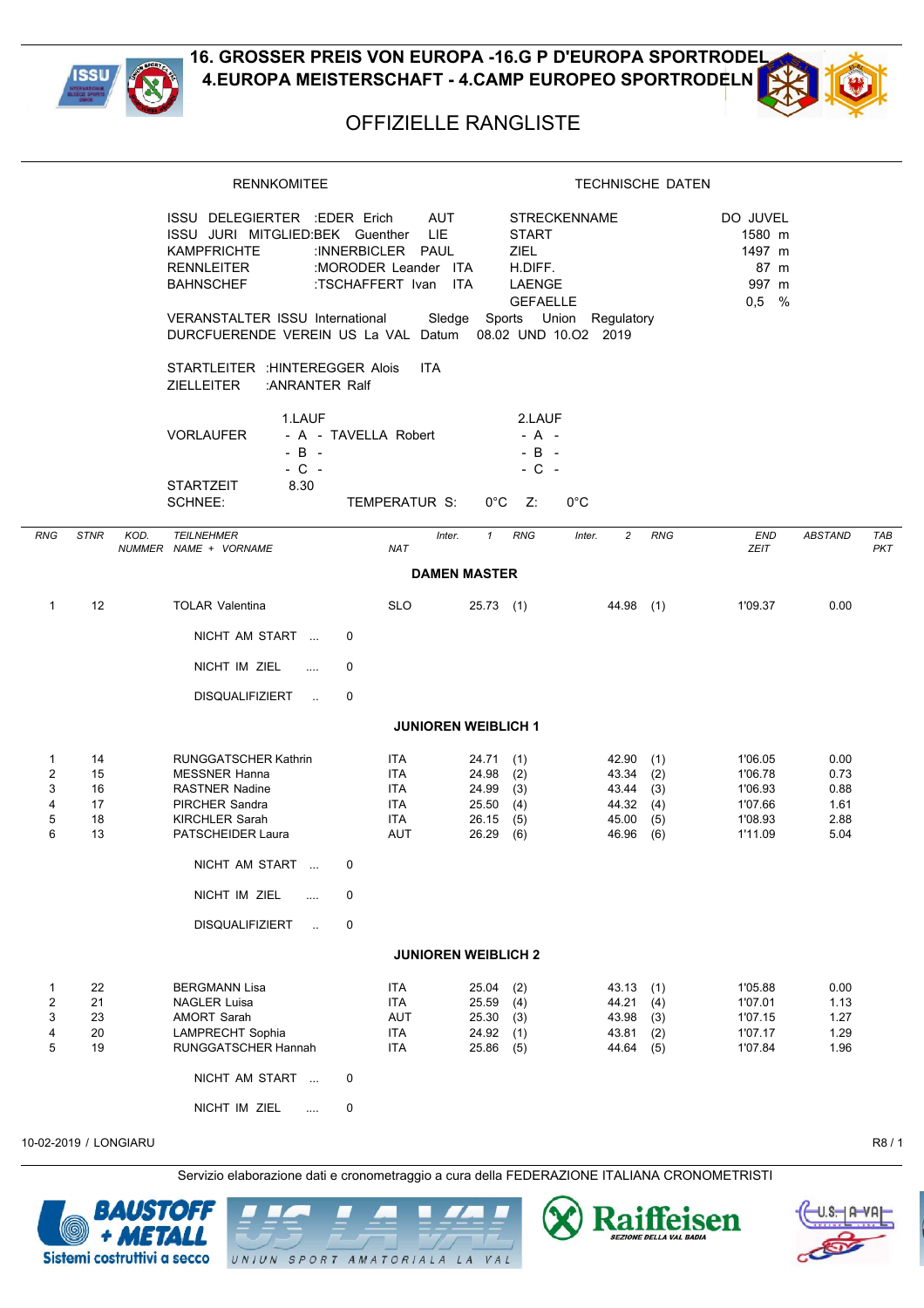# 16. GROSSER PREIS VON EUROPA -16.G P D'EUROPA SPORTRODEL
## 4.EUROPA MEISTERSCHAFT - 4.CAMP EUROPEO SPORTRODELN

## OFFIZIELLE RANGLISTE

**RENNKOMITEE**

ISSU DELEGIERTER :EDER Erich AUT
ISSU JURI MITGLIED:BEK Guenther LIE
KAMPFRICHTE :INNERBICLER PAUL
RENNLEITER :MORODER Leander ITA
BAHNSCHEF :TSCHAFFERT Ivan ITA

**TECHNISCHE DATEN**

| | |
|---|---|
| STRECKENNAME | DO JUVEL |
| START | 1580 m |
| ZIEL | 1497 m |
| H.DIFF. | 87 m |
| LAENGE | 997 m |
| GEFAELLE | 0,5 % |

VERANSTALTER ISSU International Sledge Sports Union Regulatory
DURCFUERENDE VEREIN US La VAL Datum 08.02 UND 10.O2 2019

STARTLEITER :HINTEREGGER Alois ITA
ZIELLEITER :ANRANTER Ralf

| | 1.LAUF | 2.LAUF |
|---|---|---|
| VORLAUFER | - A - TAVELLA Robert | - A - |
| | - B - | - B - |
| | - C - | - C - |

STARTZEIT 8.30
SCHNEE: TEMPERATUR S: 0°C Z: 0°C

| RNG | STNR | KOD. NUMMER | TEILNEHMER NAME + VORNAME | NAT | Inter. | 1 | RNG | Inter. | 2 | RNG | END ZEIT | ABSTAND | TAB PKT |
|---|---|---|---|---|---|---|---|---|---|---|---|---|---|
| | | | **DAMEN MASTER** | | | | | | | | | | |
| 1 | 12 | | TOLAR Valentina | SLO | | 25.73 | (1) | | 44.98 | (1) | 1'09.37 | 0.00 | |
| | | | NICHT AM START ... 0 | | | | | | | | | | |
| | | | NICHT IM ZIEL .... 0 | | | | | | | | | | |
| | | | DISQUALIFIZIERT .. 0 | | | | | | | | | | |
| | | | **JUNIOREN WEIBLICH 1** | | | | | | | | | | |
| 1 | 14 | | RUNGGATSCHER Kathrin | ITA | | 24.71 | (1) | | 42.90 | (1) | 1'06.05 | 0.00 | |
| 2 | 15 | | MESSNER Hanna | ITA | | 24.98 | (2) | | 43.34 | (2) | 1'06.78 | 0.73 | |
| 3 | 16 | | RASTNER Nadine | ITA | | 24.99 | (3) | | 43.44 | (3) | 1'06.93 | 0.88 | |
| 4 | 17 | | PIRCHER Sandra | ITA | | 25.50 | (4) | | 44.32 | (4) | 1'07.66 | 1.61 | |
| 5 | 18 | | KIRCHLER Sarah | ITA | | 26.15 | (5) | | 45.00 | (5) | 1'08.93 | 2.88 | |
| 6 | 13 | | PATSCHEIDER Laura | AUT | | 26.29 | (6) | | 46.96 | (6) | 1'11.09 | 5.04 | |
| | | | NICHT AM START ... 0 | | | | | | | | | | |
| | | | NICHT IM ZIEL .... 0 | | | | | | | | | | |
| | | | DISQUALIFIZIERT .. 0 | | | | | | | | | | |
| | | | **JUNIOREN WEIBLICH 2** | | | | | | | | | | |
| 1 | 22 | | BERGMANN Lisa | ITA | | 25.04 | (2) | | 43.13 | (1) | 1'05.88 | 0.00 | |
| 2 | 21 | | NAGLER Luisa | ITA | | 25.59 | (4) | | 44.21 | (4) | 1'07.01 | 1.13 | |
| 3 | 23 | | AMORT Sarah | AUT | | 25.30 | (3) | | 43.98 | (3) | 1'07.15 | 1.27 | |
| 4 | 20 | | LAMPRECHT Sophia | ITA | | 24.92 | (1) | | 43.81 | (2) | 1'07.17 | 1.29 | |
| 5 | 19 | | RUNGGATSCHER Hannah | ITA | | 25.86 | (5) | | 44.64 | (5) | 1'07.84 | 1.96 | |
| | | | NICHT AM START ... 0 | | | | | | | | | | |
| | | | NICHT IM ZIEL .... 0 | | | | | | | | | | |

10-02-2019 / LONGIARU

Servizio elaborazione dati e cronometraggio a cura della FEDERAZIONE ITALIANA CRONOMETRISTI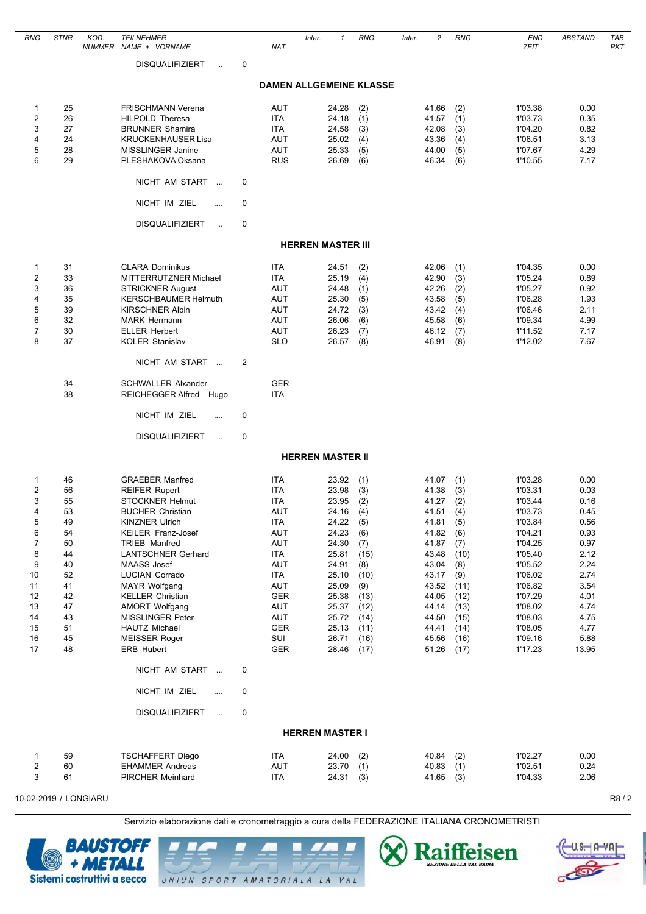| RNG | STNR | KOD. NUMMER | TEILNEHMER NAME + VORNAME | NAT | Inter. | 1 | RNG | Inter. | 2 | RNG | END ZEIT | ABSTAND | TAB PKT |
|---|---|---|---|---|---|---|---|---|---|---|---|---|---|
| | | | DISQUALIFIZIERT .. 0 | | | | | | | | | | |

## DAMEN ALLGEMEINE KLASSE

| RNG | STNR | KOD. NUMMER | TEILNEHMER NAME + VORNAME | NAT | Inter. | 1 | RNG | Inter. | 2 | RNG | END ZEIT | ABSTAND | TAB PKT |
|---|---|---|---|---|---|---|---|---|---|---|---|---|---|
| 1 | 25 | | FRISCHMANN Verena | AUT | | 24.28 | (2) | | 41.66 | (2) | 1'03.38 | 0.00 | |
| 2 | 26 | | HILPOLD Theresa | ITA | | 24.18 | (1) | | 41.57 | (1) | 1'03.73 | 0.35 | |
| 3 | 27 | | BRUNNER Shamira | ITA | | 24.58 | (3) | | 42.08 | (3) | 1'04.20 | 0.82 | |
| 4 | 24 | | KRUCKENHAUSER Lisa | AUT | | 25.02 | (4) | | 43.36 | (4) | 1'06.51 | 3.13 | |
| 5 | 28 | | MISSLINGER Janine | AUT | | 25.33 | (5) | | 44.00 | (5) | 1'07.67 | 4.29 | |
| 6 | 29 | | PLESHAKOVA Oksana | RUS | | 26.69 | (6) | | 46.34 | (6) | 1'10.55 | 7.17 | |

NICHT AM START ... 0

NICHT IM ZIEL .... 0

DISQUALIFIZIERT .. 0

## HERREN MASTER III

| RNG | STNR | KOD. NUMMER | TEILNEHMER NAME + VORNAME | NAT | Inter. | 1 | RNG | Inter. | 2 | RNG | END ZEIT | ABSTAND | TAB PKT |
|---|---|---|---|---|---|---|---|---|---|---|---|---|---|
| 1 | 31 | | CLARA Dominikus | ITA | | 24.51 | (2) | | 42.06 | (1) | 1'04.35 | 0.00 | |
| 2 | 33 | | MITTERRUTZNER Michael | ITA | | 25.19 | (4) | | 42.90 | (3) | 1'05.24 | 0.89 | |
| 3 | 36 | | STRICKNER August | AUT | | 24.48 | (1) | | 42.26 | (2) | 1'05.27 | 0.92 | |
| 4 | 35 | | KERSCHBAUMER Helmuth | AUT | | 25.30 | (5) | | 43.58 | (5) | 1'06.28 | 1.93 | |
| 5 | 39 | | KIRSCHNER Albin | AUT | | 24.72 | (3) | | 43.42 | (4) | 1'06.46 | 2.11 | |
| 6 | 32 | | MARK Hermann | AUT | | 26.06 | (6) | | 45.58 | (6) | 1'09.34 | 4.99 | |
| 7 | 30 | | ELLER Herbert | AUT | | 26.23 | (7) | | 46.12 | (7) | 1'11.52 | 7.17 | |
| 8 | 37 | | KOLER Stanislav | SLO | | 26.57 | (8) | | 46.91 | (8) | 1'12.02 | 7.67 | |

NICHT AM START ... 2

| STNR | TEILNEHMER NAME + VORNAME | NAT |
|---|---|---|
| 34 | SCHWALLER Alxander | GER |
| 38 | REICHEGGER Alfred Hugo | ITA |

NICHT IM ZIEL .... 0

DISQUALIFIZIERT .. 0

## HERREN MASTER II

| RNG | STNR | KOD. NUMMER | TEILNEHMER NAME + VORNAME | NAT | Inter. | 1 | RNG | Inter. | 2 | RNG | END ZEIT | ABSTAND | TAB PKT |
|---|---|---|---|---|---|---|---|---|---|---|---|---|---|
| 1 | 46 | | GRAEBER Manfred | ITA | | 23.92 | (1) | | 41.07 | (1) | 1'03.28 | 0.00 | |
| 2 | 56 | | REIFER Rupert | ITA | | 23.98 | (3) | | 41.38 | (3) | 1'03.31 | 0.03 | |
| 3 | 55 | | STOCKNER Helmut | ITA | | 23.95 | (2) | | 41.27 | (2) | 1'03.44 | 0.16 | |
| 4 | 53 | | BUCHER Christian | AUT | | 24.16 | (4) | | 41.51 | (4) | 1'03.73 | 0.45 | |
| 5 | 49 | | KINZNER Ulrich | ITA | | 24.22 | (5) | | 41.81 | (5) | 1'03.84 | 0.56 | |
| 6 | 54 | | KEILER Franz-Josef | AUT | | 24.23 | (6) | | 41.82 | (6) | 1'04.21 | 0.93 | |
| 7 | 50 | | TRIEB Manfred | AUT | | 24.30 | (7) | | 41.87 | (7) | 1'04.25 | 0.97 | |
| 8 | 44 | | LANTSCHNER Gerhard | ITA | | 25.81 | (15) | | 43.48 | (10) | 1'05.40 | 2.12 | |
| 9 | 40 | | MAASS Josef | AUT | | 24.91 | (8) | | 43.04 | (8) | 1'05.52 | 2.24 | |
| 10 | 52 | | LUCIAN Corrado | ITA | | 25.10 | (10) | | 43.17 | (9) | 1'06.02 | 2.74 | |
| 11 | 41 | | MAYR Wolfgang | AUT | | 25.09 | (9) | | 43.52 | (11) | 1'06.82 | 3.54 | |
| 12 | 42 | | KELLER Christian | GER | | 25.38 | (13) | | 44.05 | (12) | 1'07.29 | 4.01 | |
| 13 | 47 | | AMORT Wolfgang | AUT | | 25.37 | (12) | | 44.14 | (13) | 1'08.02 | 4.74 | |
| 14 | 43 | | MISSLINGER Peter | AUT | | 25.72 | (14) | | 44.50 | (15) | 1'08.03 | 4.75 | |
| 15 | 51 | | HAUTZ Michael | GER | | 25.13 | (11) | | 44.41 | (14) | 1'08.05 | 4.77 | |
| 16 | 45 | | MEISSER Roger | SUI | | 26.71 | (16) | | 45.56 | (16) | 1'09.16 | 5.88 | |
| 17 | 48 | | ERB Hubert | GER | | 28.46 | (17) | | 51.26 | (17) | 1'17.23 | 13.95 | |

NICHT AM START ... 0

NICHT IM ZIEL .... 0

DISQUALIFIZIERT .. 0

## HERREN MASTER I

| RNG | STNR | KOD. NUMMER | TEILNEHMER NAME + VORNAME | NAT | Inter. | 1 | RNG | Inter. | 2 | RNG | END ZEIT | ABSTAND | TAB PKT |
|---|---|---|---|---|---|---|---|---|---|---|---|---|---|
| 1 | 59 | | TSCHAFFERT Diego | ITA | | 24.00 | (2) | | 40.84 | (2) | 1'02.27 | 0.00 | |
| 2 | 60 | | EHAMMER Andreas | AUT | | 23.70 | (1) | | 40.83 | (1) | 1'02.51 | 0.24 | |
| 3 | 61 | | PIRCHER Meinhard | ITA | | 24.31 | (3) | | 41.65 | (3) | 1'04.33 | 2.06 | |

10-02-2019 / LONGIARU

Servizio elaborazione dati e cronometraggio a cura della FEDERAZIONE ITALIANA CRONOMETRISTI

BAUSTOFF + METALL Sistemi costruttivi a secco — US LA VAL UNIUN SPORT AMATORIALA LA VAL — Raiffeisen SEZIONE DELLA VAL BADIA — U.S. LA VAL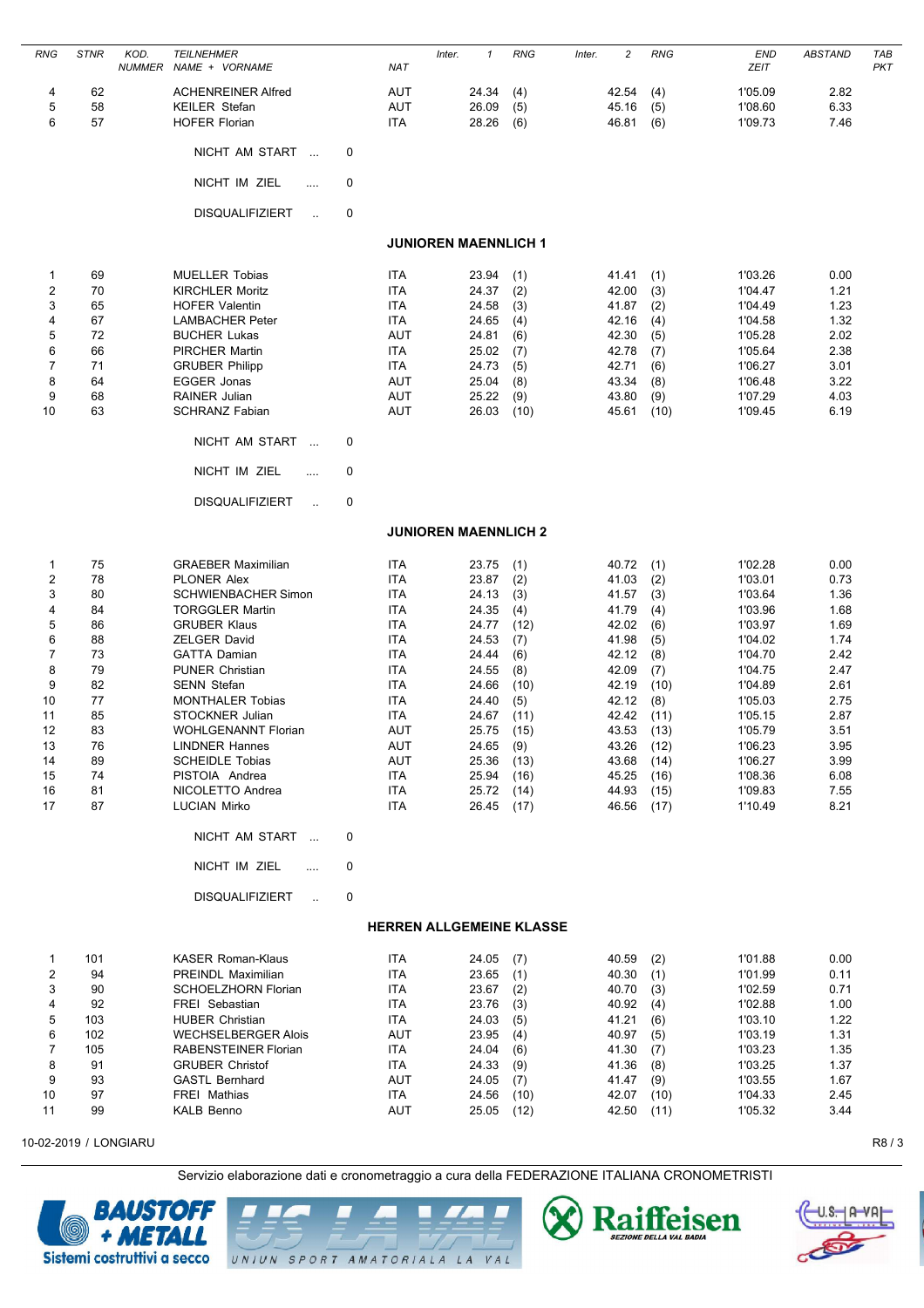| RNG | STNR | KOD. NUMMER | TEILNEHMER NAME + VORNAME | NAT | Inter. 1 | RNG | Inter. 2 | RNG | END ZEIT | ABSTAND | TAB PKT |
|---|---|---|---|---|---|---|---|---|---|---|---|
| 4 | 62 | | ACHENREINER Alfred | AUT | 24.34 | (4) | 42.54 | (4) | 1'05.09 | 2.82 | |
| 5 | 58 | | KEILER Stefan | AUT | 26.09 | (5) | 45.16 | (5) | 1'08.60 | 6.33 | |
| 6 | 57 | | HOFER Florian | ITA | 28.26 | (6) | 46.81 | (6) | 1'09.73 | 7.46 | |

NICHT AM START ... 0

NICHT IM ZIEL .... 0

DISQUALIFIZIERT .. 0

## JUNIOREN MAENNLICH 1

| RNG | STNR | KOD. NUMMER | TEILNEHMER NAME + VORNAME | NAT | Inter. 1 | RNG | Inter. 2 | RNG | END ZEIT | ABSTAND | TAB PKT |
|---|---|---|---|---|---|---|---|---|---|---|---|
| 1 | 69 | | MUELLER Tobias | ITA | 23.94 | (1) | 41.41 | (1) | 1'03.26 | 0.00 | |
| 2 | 70 | | KIRCHLER Moritz | ITA | 24.37 | (2) | 42.00 | (3) | 1'04.47 | 1.21 | |
| 3 | 65 | | HOFER Valentin | ITA | 24.58 | (3) | 41.87 | (2) | 1'04.49 | 1.23 | |
| 4 | 67 | | LAMBACHER Peter | ITA | 24.65 | (4) | 42.16 | (4) | 1'04.58 | 1.32 | |
| 5 | 72 | | BUCHER Lukas | AUT | 24.81 | (6) | 42.30 | (5) | 1'05.28 | 2.02 | |
| 6 | 66 | | PIRCHER Martin | ITA | 25.02 | (7) | 42.78 | (7) | 1'05.64 | 2.38 | |
| 7 | 71 | | GRUBER Philipp | ITA | 24.73 | (5) | 42.71 | (6) | 1'06.27 | 3.01 | |
| 8 | 64 | | EGGER Jonas | AUT | 25.04 | (8) | 43.34 | (8) | 1'06.48 | 3.22 | |
| 9 | 68 | | RAINER Julian | AUT | 25.22 | (9) | 43.80 | (9) | 1'07.29 | 4.03 | |
| 10 | 63 | | SCHRANZ Fabian | AUT | 26.03 | (10) | 45.61 | (10) | 1'09.45 | 6.19 | |

NICHT AM START ... 0

NICHT IM ZIEL .... 0

DISQUALIFIZIERT .. 0

## JUNIOREN MAENNLICH 2

| RNG | STNR | KOD. NUMMER | TEILNEHMER NAME + VORNAME | NAT | Inter. 1 | RNG | Inter. 2 | RNG | END ZEIT | ABSTAND | TAB PKT |
|---|---|---|---|---|---|---|---|---|---|---|---|
| 1 | 75 | | GRAEBER Maximilian | ITA | 23.75 | (1) | 40.72 | (1) | 1'02.28 | 0.00 | |
| 2 | 78 | | PLONER Alex | ITA | 23.87 | (2) | 41.03 | (2) | 1'03.01 | 0.73 | |
| 3 | 80 | | SCHWIENBACHER Simon | ITA | 24.13 | (3) | 41.57 | (3) | 1'03.64 | 1.36 | |
| 4 | 84 | | TORGGLER Martin | ITA | 24.35 | (4) | 41.79 | (4) | 1'03.96 | 1.68 | |
| 5 | 86 | | GRUBER Klaus | ITA | 24.77 | (12) | 42.02 | (6) | 1'03.97 | 1.69 | |
| 6 | 88 | | ZELGER David | ITA | 24.53 | (7) | 41.98 | (5) | 1'04.02 | 1.74 | |
| 7 | 73 | | GATTA Damian | ITA | 24.44 | (6) | 42.12 | (8) | 1'04.70 | 2.42 | |
| 8 | 79 | | PUNER Christian | ITA | 24.55 | (8) | 42.09 | (7) | 1'04.75 | 2.47 | |
| 9 | 82 | | SENN Stefan | ITA | 24.66 | (10) | 42.19 | (10) | 1'04.89 | 2.61 | |
| 10 | 77 | | MONTHALER Tobias | ITA | 24.40 | (5) | 42.12 | (8) | 1'05.03 | 2.75 | |
| 11 | 85 | | STOCKNER Julian | ITA | 24.67 | (11) | 42.42 | (11) | 1'05.15 | 2.87 | |
| 12 | 83 | | WOHLGENANNT Florian | AUT | 25.75 | (15) | 43.53 | (13) | 1'05.79 | 3.51 | |
| 13 | 76 | | LINDNER Hannes | AUT | 24.65 | (9) | 43.26 | (12) | 1'06.23 | 3.95 | |
| 14 | 89 | | SCHEIDLE Tobias | AUT | 25.36 | (13) | 43.68 | (14) | 1'06.27 | 3.99 | |
| 15 | 74 | | PISTOIA Andrea | ITA | 25.94 | (16) | 45.25 | (16) | 1'08.36 | 6.08 | |
| 16 | 81 | | NICOLETTO Andrea | ITA | 25.72 | (14) | 44.93 | (15) | 1'09.83 | 7.55 | |
| 17 | 87 | | LUCIAN Mirko | ITA | 26.45 | (17) | 46.56 | (17) | 1'10.49 | 8.21 | |

NICHT AM START ... 0

NICHT IM ZIEL .... 0

DISQUALIFIZIERT .. 0

## HERREN ALLGEMEINE KLASSE

| RNG | STNR | KOD. NUMMER | TEILNEHMER NAME + VORNAME | NAT | Inter. 1 | RNG | Inter. 2 | RNG | END ZEIT | ABSTAND | TAB PKT |
|---|---|---|---|---|---|---|---|---|---|---|---|
| 1 | 101 | | KASER Roman-Klaus | ITA | 24.05 | (7) | 40.59 | (2) | 1'01.88 | 0.00 | |
| 2 | 94 | | PREINDL Maximilian | ITA | 23.65 | (1) | 40.30 | (1) | 1'01.99 | 0.11 | |
| 3 | 90 | | SCHOELZHORN Florian | ITA | 23.67 | (2) | 40.70 | (3) | 1'02.59 | 0.71 | |
| 4 | 92 | | FREI Sebastian | ITA | 23.76 | (3) | 40.92 | (4) | 1'02.88 | 1.00 | |
| 5 | 103 | | HUBER Christian | ITA | 24.03 | (5) | 41.21 | (6) | 1'03.10 | 1.22 | |
| 6 | 102 | | WECHSELBERGER Alois | AUT | 23.95 | (4) | 40.97 | (5) | 1'03.19 | 1.31 | |
| 7 | 105 | | RABENSTEINER Florian | ITA | 24.04 | (6) | 41.30 | (7) | 1'03.23 | 1.35 | |
| 8 | 91 | | GRUBER Christof | ITA | 24.33 | (9) | 41.36 | (8) | 1'03.25 | 1.37 | |
| 9 | 93 | | GASTL Bernhard | AUT | 24.05 | (7) | 41.47 | (9) | 1'03.55 | 1.67 | |
| 10 | 97 | | FREI Mathias | ITA | 24.56 | (10) | 42.07 | (10) | 1'04.33 | 2.45 | |
| 11 | 99 | | KALB Benno | AUT | 25.05 | (12) | 42.50 | (11) | 1'05.32 | 3.44 | |

10-02-2019 / LONGIARU

Servizio elaborazione dati e cronometraggio a cura della FEDERAZIONE ITALIANA CRONOMETRISTI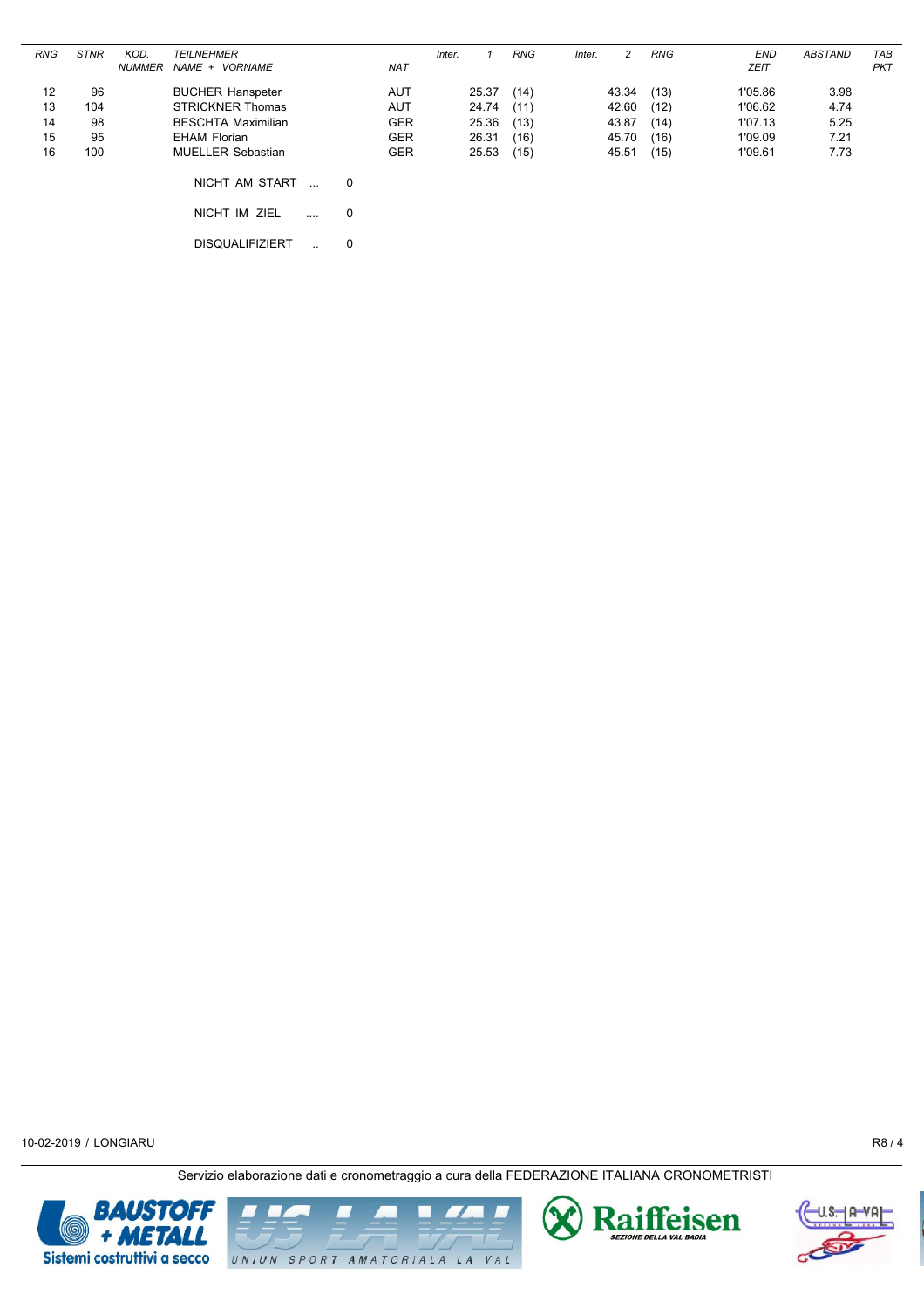| RNG | STNR | KOD. NUMMER | TEILNEHMER NAME + VORNAME | NAT | Inter. | 1 | RNG | Inter. | 2 | RNG | END ZEIT | ABSTAND | TAB PKT |
|---|---|---|---|---|---|---|---|---|---|---|---|---|---|
| 12 | 96 | | BUCHER Hanspeter | AUT | | 25.37 | (14) | | 43.34 | (13) | 1'05.86 | 3.98 | |
| 13 | 104 | | STRICKNER Thomas | AUT | | 24.74 | (11) | | 42.60 | (12) | 1'06.62 | 4.74 | |
| 14 | 98 | | BESCHTA Maximilian | GER | | 25.36 | (13) | | 43.87 | (14) | 1'07.13 | 5.25 | |
| 15 | 95 | | EHAM Florian | GER | | 26.31 | (16) | | 45.70 | (16) | 1'09.09 | 7.21 | |
| 16 | 100 | | MUELLER Sebastian | GER | | 25.53 | (15) | | 45.51 | (15) | 1'09.61 | 7.73 | |

NICHT AM START ... 0

NICHT IM ZIEL .... 0

DISQUALIFIZIERT .. 0

10-02-2019 / LONGIARU

R8 / 4

Servizio elaborazione dati e cronometraggio a cura della FEDERAZIONE ITALIANA CRONOMETRISTI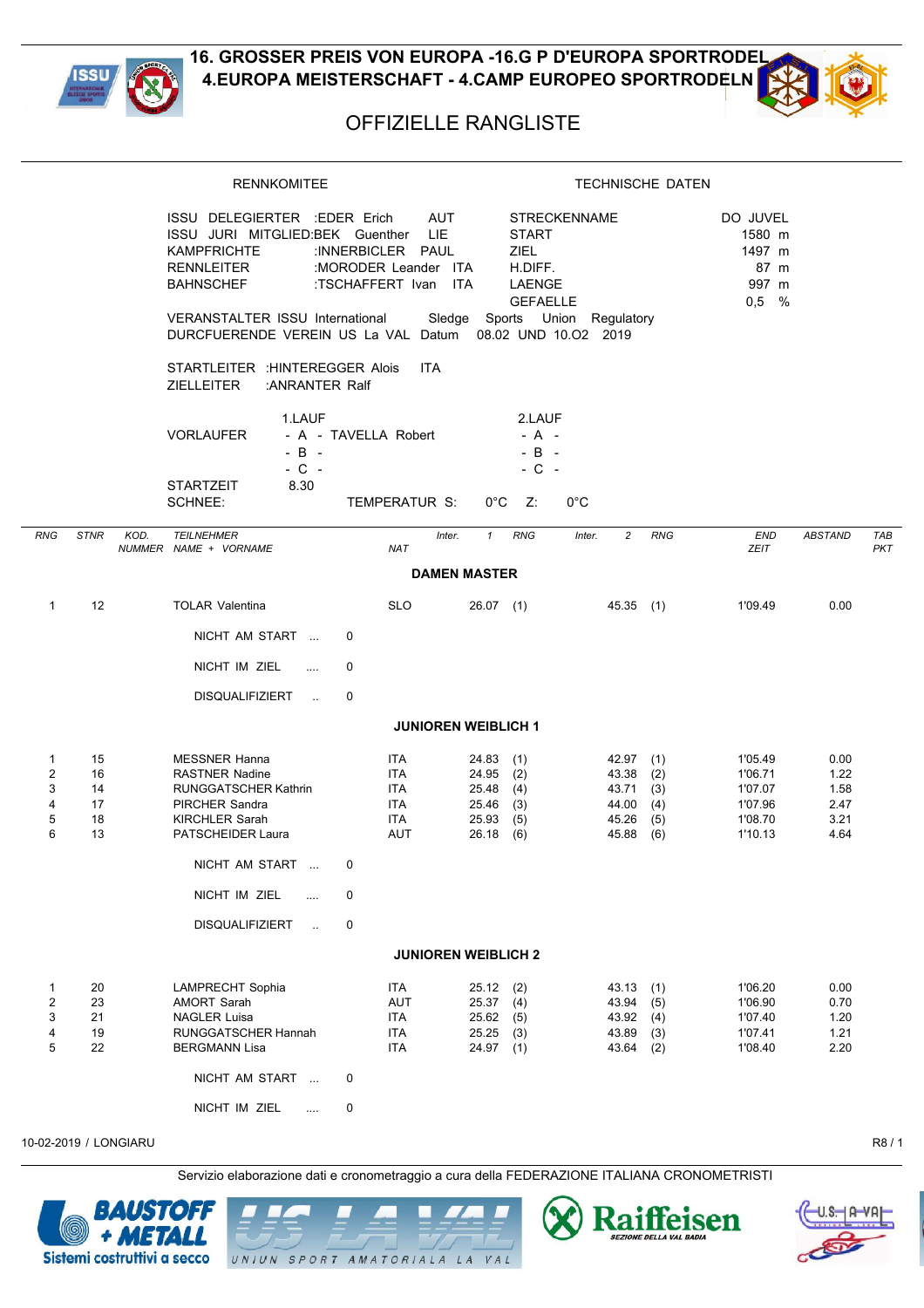# 16. GROSSER PREIS VON EUROPA -16.G P D'EUROPA SPORTRODEL
## 4.EUROPA MEISTERSCHAFT - 4.CAMP EUROPEO SPORTRODELN

## OFFIZIELLE RANGLISTE

| RENNKOMITEE | | | TECHNISCHE DATEN | |
|---|---|---|---|---|
| ISSU DELEGIERTER | :EDER Erich | AUT | STRECKENNAME | DO JUVEL |
| ISSU JURI MITGLIED: | BEK Guenther | LIE | START | 1580 m |
| KAMPFRICHTE | :INNERBICLER PAUL | | ZIEL | 1497 m |
| RENNLEITER | :MORODER Leander | ITA | H.DIFF. | 87 m |
| BAHNSCHEF | :TSCHAFFERT Ivan | ITA | LAENGE | 997 m |
| | | | GEFAELLE | 0,5 % |

VERANSTALTER ISSU International Sledge Sports Union Regulatory
DURCFUERENDE VEREIN US La VAL Datum 08.02 UND 10.O2 2019

STARTLEITER :HINTEREGGER Alois ITA
ZIELLEITER :ANRANTER Ralf

| | 1.LAUF | 2.LAUF |
|---|---|---|
| VORLAUFER | - A - TAVELLA Robert | - A - |
| | - B - | - B - |
| | - C - | - C - |
| STARTZEIT | 8.30 | |

SCHNEE: TEMPERATUR S: 0°C Z: 0°C

| RNG | STNR | KOD. NUMMER | TEILNEHMER NAME + VORNAME | NAT | Inter. | 1 | RNG | Inter. | 2 | RNG | END ZEIT | ABSTAND | TAB PKT |
|---|---|---|---|---|---|---|---|---|---|---|---|---|---|
| | | | **DAMEN MASTER** | | | | | | | | | | |
| 1 | 12 | | TOLAR Valentina | SLO | | 26.07 | (1) | | 45.35 | (1) | 1'09.49 | 0.00 | |
| | | | NICHT AM START ... 0 | | | | | | | | | | |
| | | | NICHT IM ZIEL .... 0 | | | | | | | | | | |
| | | | DISQUALIFIZIERT .. 0 | | | | | | | | | | |
| | | | **JUNIOREN WEIBLICH 1** | | | | | | | | | | |
| 1 | 15 | | MESSNER Hanna | ITA | | 24.83 | (1) | | 42.97 | (1) | 1'05.49 | 0.00 | |
| 2 | 16 | | RASTNER Nadine | ITA | | 24.95 | (2) | | 43.38 | (2) | 1'06.71 | 1.22 | |
| 3 | 14 | | RUNGGATSCHER Kathrin | ITA | | 25.48 | (4) | | 43.71 | (3) | 1'07.07 | 1.58 | |
| 4 | 17 | | PIRCHER Sandra | ITA | | 25.46 | (3) | | 44.00 | (4) | 1'07.96 | 2.47 | |
| 5 | 18 | | KIRCHLER Sarah | ITA | | 25.93 | (5) | | 45.26 | (5) | 1'08.70 | 3.21 | |
| 6 | 13 | | PATSCHEIDER Laura | AUT | | 26.18 | (6) | | 45.88 | (6) | 1'10.13 | 4.64 | |
| | | | NICHT AM START ... 0 | | | | | | | | | | |
| | | | NICHT IM ZIEL .... 0 | | | | | | | | | | |
| | | | DISQUALIFIZIERT .. 0 | | | | | | | | | | |
| | | | **JUNIOREN WEIBLICH 2** | | | | | | | | | | |
| 1 | 20 | | LAMPRECHT Sophia | ITA | | 25.12 | (2) | | 43.13 | (1) | 1'06.20 | 0.00 | |
| 2 | 23 | | AMORT Sarah | AUT | | 25.37 | (4) | | 43.94 | (5) | 1'06.90 | 0.70 | |
| 3 | 21 | | NAGLER Luisa | ITA | | 25.62 | (5) | | 43.92 | (4) | 1'07.40 | 1.20 | |
| 4 | 19 | | RUNGGATSCHER Hannah | ITA | | 25.25 | (3) | | 43.89 | (3) | 1'07.41 | 1.21 | |
| 5 | 22 | | BERGMANN Lisa | ITA | | 24.97 | (1) | | 43.64 | (2) | 1'08.40 | 2.20 | |
| | | | NICHT AM START ... 0 | | | | | | | | | | |
| | | | NICHT IM ZIEL .... 0 | | | | | | | | | | |

10-02-2019 / LONGIARU

Servizio elaborazione dati e cronometraggio a cura della FEDERAZIONE ITALIANA CRONOMETRISTI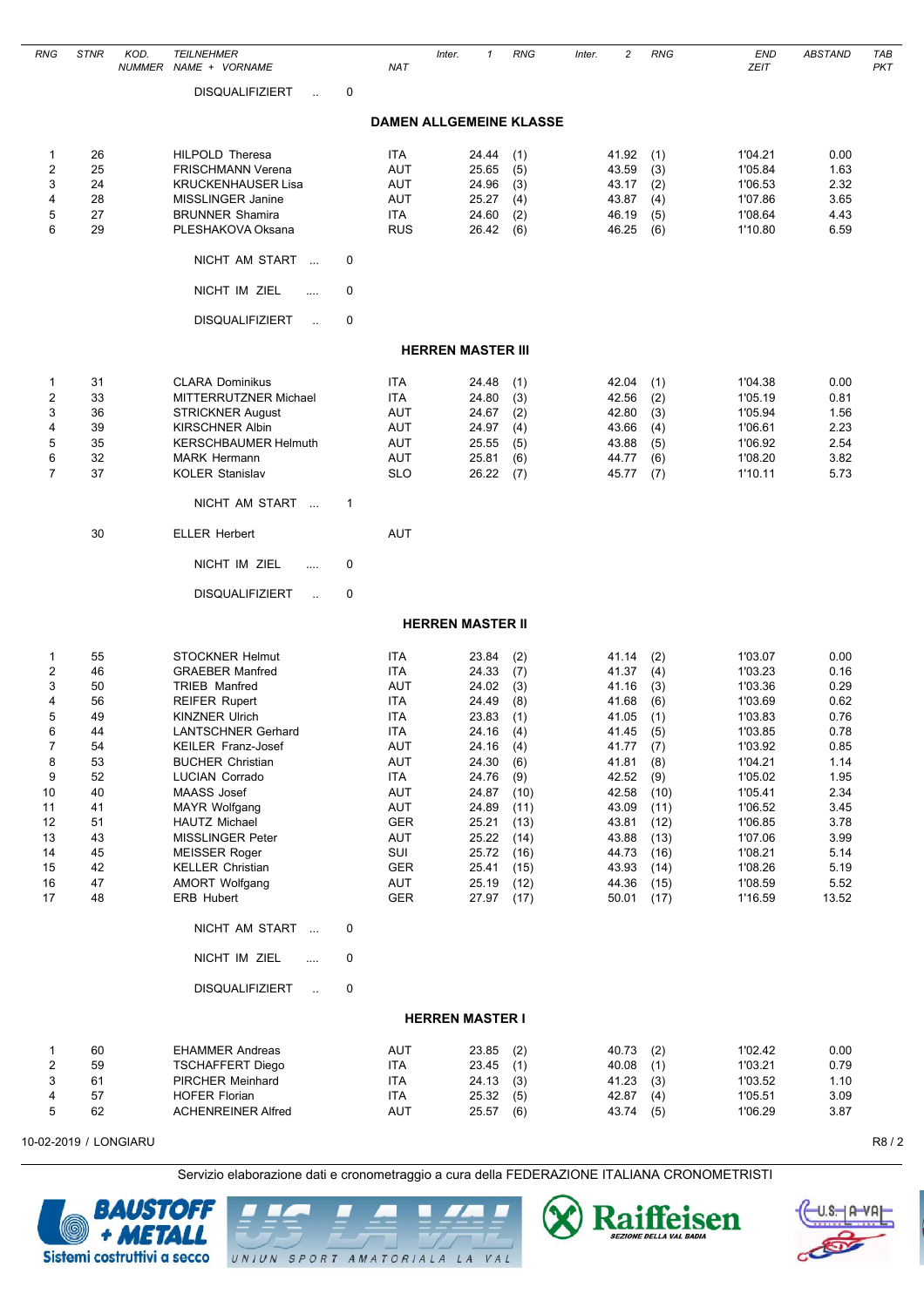| RNG | STNR | KOD. NUMMER | TEILNEHMER NAME + VORNAME | NAT | Inter. 1 | RNG | Inter. 2 | RNG | END ZEIT | ABSTAND | TAB PKT |
|---|---|---|---|---|---|---|---|---|---|---|---|

DISQUALIFIZIERT .. 0

## DAMEN ALLGEMEINE KLASSE

| RNG | STNR | KOD. NUMMER | TEILNEHMER NAME + VORNAME | NAT | Inter. 1 | RNG | Inter. 2 | RNG | END ZEIT | ABSTAND | TAB PKT |
|---|---|---|---|---|---|---|---|---|---|---|---|
| 1 | 26 | | HILPOLD Theresa | ITA | 24.44 | (1) | 41.92 | (1) | 1'04.21 | 0.00 | |
| 2 | 25 | | FRISCHMANN Verena | AUT | 25.65 | (5) | 43.59 | (3) | 1'05.84 | 1.63 | |
| 3 | 24 | | KRUCKENHAUSER Lisa | AUT | 24.96 | (3) | 43.17 | (2) | 1'06.53 | 2.32 | |
| 4 | 28 | | MISSLINGER Janine | AUT | 25.27 | (4) | 43.87 | (4) | 1'07.86 | 3.65 | |
| 5 | 27 | | BRUNNER Shamira | ITA | 24.60 | (2) | 46.19 | (5) | 1'08.64 | 4.43 | |
| 6 | 29 | | PLESHAKOVA Oksana | RUS | 26.42 | (6) | 46.25 | (6) | 1'10.80 | 6.59 | |

NICHT AM START ... 0

NICHT IM ZIEL .... 0

DISQUALIFIZIERT .. 0

## HERREN MASTER III

| RNG | STNR | KOD. NUMMER | TEILNEHMER NAME + VORNAME | NAT | Inter. 1 | RNG | Inter. 2 | RNG | END ZEIT | ABSTAND | TAB PKT |
|---|---|---|---|---|---|---|---|---|---|---|---|
| 1 | 31 | | CLARA Dominikus | ITA | 24.48 | (1) | 42.04 | (1) | 1'04.38 | 0.00 | |
| 2 | 33 | | MITTERRUTZNER Michael | ITA | 24.80 | (3) | 42.56 | (2) | 1'05.19 | 0.81 | |
| 3 | 36 | | STRICKNER August | AUT | 24.67 | (2) | 42.80 | (3) | 1'05.94 | 1.56 | |
| 4 | 39 | | KIRSCHNER Albin | AUT | 24.97 | (4) | 43.66 | (4) | 1'06.61 | 2.23 | |
| 5 | 35 | | KERSCHBAUMER Helmuth | AUT | 25.55 | (5) | 43.88 | (5) | 1'06.92 | 2.54 | |
| 6 | 32 | | MARK Hermann | AUT | 25.81 | (6) | 44.77 | (6) | 1'08.20 | 3.82 | |
| 7 | 37 | | KOLER Stanislav | SLO | 26.22 | (7) | 45.77 | (7) | 1'10.11 | 5.73 | |

NICHT AM START ... 1

| RNG | STNR | KOD. NUMMER | TEILNEHMER NAME + VORNAME | NAT |
|---|---|---|---|---|
| | 30 | | ELLER Herbert | AUT |

NICHT IM ZIEL .... 0

DISQUALIFIZIERT .. 0

## HERREN MASTER II

| RNG | STNR | KOD. NUMMER | TEILNEHMER NAME + VORNAME | NAT | Inter. 1 | RNG | Inter. 2 | RNG | END ZEIT | ABSTAND | TAB PKT |
|---|---|---|---|---|---|---|---|---|---|---|---|
| 1 | 55 | | STOCKNER Helmut | ITA | 23.84 | (2) | 41.14 | (2) | 1'03.07 | 0.00 | |
| 2 | 46 | | GRAEBER Manfred | ITA | 24.33 | (7) | 41.37 | (4) | 1'03.23 | 0.16 | |
| 3 | 50 | | TRIEB Manfred | AUT | 24.02 | (3) | 41.16 | (3) | 1'03.36 | 0.29 | |
| 4 | 56 | | REIFER Rupert | ITA | 24.49 | (8) | 41.68 | (6) | 1'03.69 | 0.62 | |
| 5 | 49 | | KINZNER Ulrich | ITA | 23.83 | (1) | 41.05 | (1) | 1'03.83 | 0.76 | |
| 6 | 44 | | LANTSCHNER Gerhard | ITA | 24.16 | (4) | 41.45 | (5) | 1'03.85 | 0.78 | |
| 7 | 54 | | KEILER Franz-Josef | AUT | 24.16 | (4) | 41.77 | (7) | 1'03.92 | 0.85 | |
| 8 | 53 | | BUCHER Christian | AUT | 24.30 | (6) | 41.81 | (8) | 1'04.21 | 1.14 | |
| 9 | 52 | | LUCIAN Corrado | ITA | 24.76 | (9) | 42.52 | (9) | 1'05.02 | 1.95 | |
| 10 | 40 | | MAASS Josef | AUT | 24.87 | (10) | 42.58 | (10) | 1'05.41 | 2.34 | |
| 11 | 41 | | MAYR Wolfgang | AUT | 24.89 | (11) | 43.09 | (11) | 1'06.52 | 3.45 | |
| 12 | 51 | | HAUTZ Michael | GER | 25.21 | (13) | 43.81 | (12) | 1'06.85 | 3.78 | |
| 13 | 43 | | MISSLINGER Peter | AUT | 25.22 | (14) | 43.88 | (13) | 1'07.06 | 3.99 | |
| 14 | 45 | | MEISSER Roger | SUI | 25.72 | (16) | 44.73 | (16) | 1'08.21 | 5.14 | |
| 15 | 42 | | KELLER Christian | GER | 25.41 | (15) | 43.93 | (14) | 1'08.26 | 5.19 | |
| 16 | 47 | | AMORT Wolfgang | AUT | 25.19 | (12) | 44.36 | (15) | 1'08.59 | 5.52 | |
| 17 | 48 | | ERB Hubert | GER | 27.97 | (17) | 50.01 | (17) | 1'16.59 | 13.52 | |

NICHT AM START ... 0

NICHT IM ZIEL .... 0

DISQUALIFIZIERT .. 0

## HERREN MASTER I

| RNG | STNR | KOD. NUMMER | TEILNEHMER NAME + VORNAME | NAT | Inter. 1 | RNG | Inter. 2 | RNG | END ZEIT | ABSTAND | TAB PKT |
|---|---|---|---|---|---|---|---|---|---|---|---|
| 1 | 60 | | EHAMMER Andreas | AUT | 23.85 | (2) | 40.73 | (2) | 1'02.42 | 0.00 | |
| 2 | 59 | | TSCHAFFERT Diego | ITA | 23.45 | (1) | 40.08 | (1) | 1'03.21 | 0.79 | |
| 3 | 61 | | PIRCHER Meinhard | ITA | 24.13 | (3) | 41.23 | (3) | 1'03.52 | 1.10 | |
| 4 | 57 | | HOFER Florian | ITA | 25.32 | (5) | 42.87 | (4) | 1'05.51 | 3.09 | |
| 5 | 62 | | ACHENREINER Alfred | AUT | 25.57 | (6) | 43.74 | (5) | 1'06.29 | 3.87 | |

10-02-2019 / LONGIARU

Servizio elaborazione dati e cronometraggio a cura della FEDERAZIONE ITALIANA CRONOMETRISTI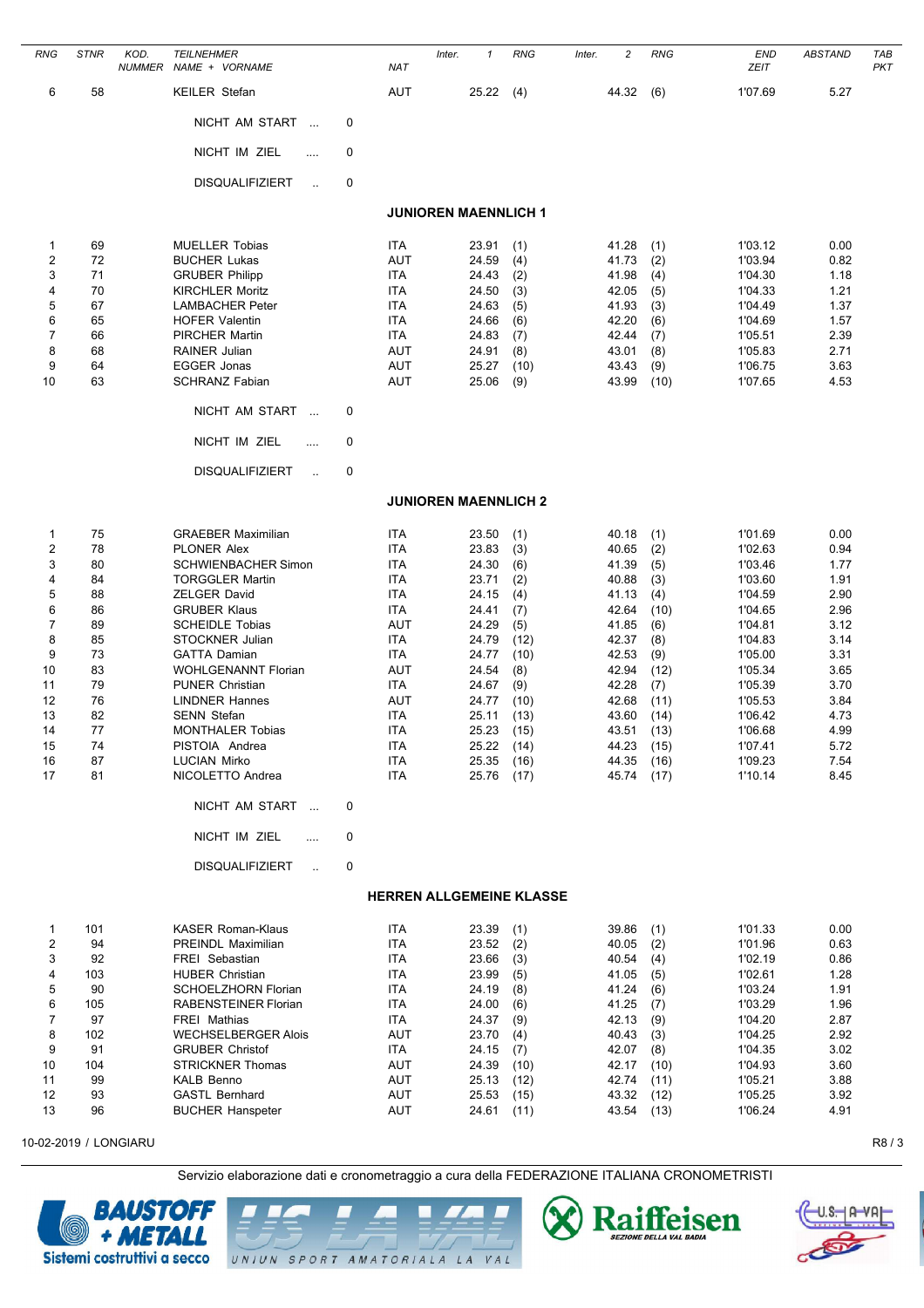| RNG | STNR | KOD. NUMMER | TEILNEHMER NAME + VORNAME | NAT | Inter. | 1 | RNG | Inter. | 2 | RNG | END ZEIT | ABSTAND | TAB PKT |
|---|---|---|---|---|---|---|---|---|---|---|---|---|---|
| 6 | 58 | | KEILER Stefan | AUT | | 25.22 | (4) | | 44.32 | (6) | 1'07.69 | 5.27 | |

NICHT AM START ... 0

NICHT IM ZIEL .... 0

DISQUALIFIZIERT .. 0

## JUNIOREN MAENNLICH 1

| RNG | STNR | KOD. NUMMER | TEILNEHMER NAME + VORNAME | NAT | Inter. | 1 | RNG | Inter. | 2 | RNG | END ZEIT | ABSTAND | TAB PKT |
|---|---|---|---|---|---|---|---|---|---|---|---|---|---|
| 1 | 69 | | MUELLER Tobias | ITA | | 23.91 | (1) | | 41.28 | (1) | 1'03.12 | 0.00 | |
| 2 | 72 | | BUCHER Lukas | AUT | | 24.59 | (4) | | 41.73 | (2) | 1'03.94 | 0.82 | |
| 3 | 71 | | GRUBER Philipp | ITA | | 24.43 | (2) | | 41.98 | (4) | 1'04.30 | 1.18 | |
| 4 | 70 | | KIRCHLER Moritz | ITA | | 24.50 | (3) | | 42.05 | (5) | 1'04.33 | 1.21 | |
| 5 | 67 | | LAMBACHER Peter | ITA | | 24.63 | (5) | | 41.93 | (3) | 1'04.49 | 1.37 | |
| 6 | 65 | | HOFER Valentin | ITA | | 24.66 | (6) | | 42.20 | (6) | 1'04.69 | 1.57 | |
| 7 | 66 | | PIRCHER Martin | ITA | | 24.83 | (7) | | 42.44 | (7) | 1'05.51 | 2.39 | |
| 8 | 68 | | RAINER Julian | AUT | | 24.91 | (8) | | 43.01 | (8) | 1'05.83 | 2.71 | |
| 9 | 64 | | EGGER Jonas | AUT | | 25.27 | (10) | | 43.43 | (9) | 1'06.75 | 3.63 | |
| 10 | 63 | | SCHRANZ Fabian | AUT | | 25.06 | (9) | | 43.99 | (10) | 1'07.65 | 4.53 | |

NICHT AM START ... 0

NICHT IM ZIEL .... 0

DISQUALIFIZIERT .. 0

## JUNIOREN MAENNLICH 2

| RNG | STNR | KOD. NUMMER | TEILNEHMER NAME + VORNAME | NAT | Inter. | 1 | RNG | Inter. | 2 | RNG | END ZEIT | ABSTAND | TAB PKT |
|---|---|---|---|---|---|---|---|---|---|---|---|---|---|
| 1 | 75 | | GRAEBER Maximilian | ITA | | 23.50 | (1) | | 40.18 | (1) | 1'01.69 | 0.00 | |
| 2 | 78 | | PLONER Alex | ITA | | 23.83 | (3) | | 40.65 | (2) | 1'02.63 | 0.94 | |
| 3 | 80 | | SCHWIENBACHER Simon | ITA | | 24.30 | (6) | | 41.39 | (5) | 1'03.46 | 1.77 | |
| 4 | 84 | | TORGGLER Martin | ITA | | 23.71 | (2) | | 40.88 | (3) | 1'03.60 | 1.91 | |
| 5 | 88 | | ZELGER David | ITA | | 24.15 | (4) | | 41.13 | (4) | 1'04.59 | 2.90 | |
| 6 | 86 | | GRUBER Klaus | ITA | | 24.41 | (7) | | 42.64 | (10) | 1'04.65 | 2.96 | |
| 7 | 89 | | SCHEIDLE Tobias | AUT | | 24.29 | (5) | | 41.85 | (6) | 1'04.81 | 3.12 | |
| 8 | 85 | | STOCKNER Julian | ITA | | 24.79 | (12) | | 42.37 | (8) | 1'04.83 | 3.14 | |
| 9 | 73 | | GATTA Damian | ITA | | 24.77 | (10) | | 42.53 | (9) | 1'05.00 | 3.31 | |
| 10 | 83 | | WOHLGENANNT Florian | AUT | | 24.54 | (8) | | 42.94 | (12) | 1'05.34 | 3.65 | |
| 11 | 79 | | PUNER Christian | ITA | | 24.67 | (9) | | 42.28 | (7) | 1'05.39 | 3.70 | |
| 12 | 76 | | LINDNER Hannes | AUT | | 24.77 | (10) | | 42.68 | (11) | 1'05.53 | 3.84 | |
| 13 | 82 | | SENN Stefan | ITA | | 25.11 | (13) | | 43.60 | (14) | 1'06.42 | 4.73 | |
| 14 | 77 | | MONTHALER Tobias | ITA | | 25.23 | (15) | | 43.51 | (13) | 1'06.68 | 4.99 | |
| 15 | 74 | | PISTOIA Andrea | ITA | | 25.22 | (14) | | 44.23 | (15) | 1'07.41 | 5.72 | |
| 16 | 87 | | LUCIAN Mirko | ITA | | 25.35 | (16) | | 44.35 | (16) | 1'09.23 | 7.54 | |
| 17 | 81 | | NICOLETTO Andrea | ITA | | 25.76 | (17) | | 45.74 | (17) | 1'10.14 | 8.45 | |

NICHT AM START ... 0

NICHT IM ZIEL .... 0

DISQUALIFIZIERT .. 0

## HERREN ALLGEMEINE KLASSE

| RNG | STNR | KOD. NUMMER | TEILNEHMER NAME + VORNAME | NAT | Inter. | 1 | RNG | Inter. | 2 | RNG | END ZEIT | ABSTAND | TAB PKT |
|---|---|---|---|---|---|---|---|---|---|---|---|---|---|
| 1 | 101 | | KASER Roman-Klaus | ITA | | 23.39 | (1) | | 39.86 | (1) | 1'01.33 | 0.00 | |
| 2 | 94 | | PREINDL Maximilian | ITA | | 23.52 | (2) | | 40.05 | (2) | 1'01.96 | 0.63 | |
| 3 | 92 | | FREI Sebastian | ITA | | 23.66 | (3) | | 40.54 | (4) | 1'02.19 | 0.86 | |
| 4 | 103 | | HUBER Christian | ITA | | 23.99 | (5) | | 41.05 | (5) | 1'02.61 | 1.28 | |
| 5 | 90 | | SCHOELZHORN Florian | ITA | | 24.19 | (8) | | 41.24 | (6) | 1'03.24 | 1.91 | |
| 6 | 105 | | RABENSTEINER Florian | ITA | | 24.00 | (6) | | 41.25 | (7) | 1'03.29 | 1.96 | |
| 7 | 97 | | FREI Mathias | ITA | | 24.37 | (9) | | 42.13 | (9) | 1'04.20 | 2.87 | |
| 8 | 102 | | WECHSELBERGER Alois | AUT | | 23.70 | (4) | | 40.43 | (3) | 1'04.25 | 2.92 | |
| 9 | 91 | | GRUBER Christof | ITA | | 24.15 | (7) | | 42.07 | (8) | 1'04.35 | 3.02 | |
| 10 | 104 | | STRICKNER Thomas | AUT | | 24.39 | (10) | | 42.17 | (10) | 1'04.93 | 3.60 | |
| 11 | 99 | | KALB Benno | AUT | | 25.13 | (12) | | 42.74 | (11) | 1'05.21 | 3.88 | |
| 12 | 93 | | GASTL Bernhard | AUT | | 25.53 | (15) | | 43.32 | (12) | 1'05.25 | 3.92 | |
| 13 | 96 | | BUCHER Hanspeter | AUT | | 24.61 | (11) | | 43.54 | (13) | 1'06.24 | 4.91 | |

10-02-2019 / LONGIARU

Servizio elaborazione dati e cronometraggio a cura della FEDERAZIONE ITALIANA CRONOMETRISTI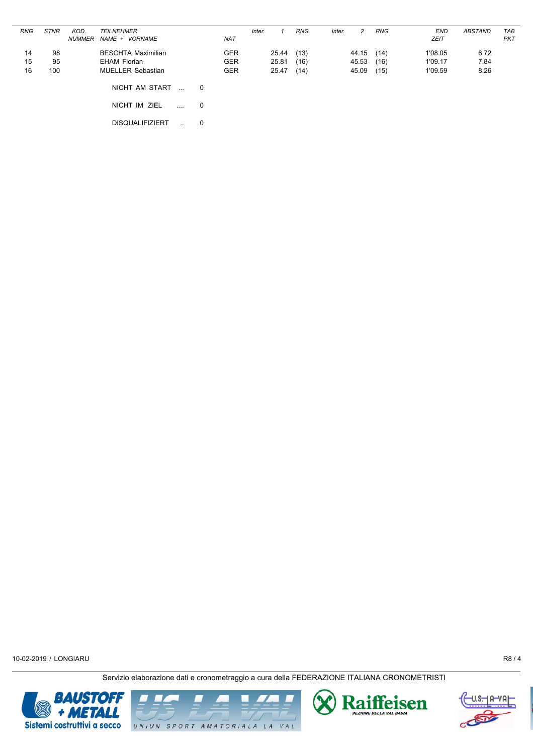| RNG | STNR | KOD. NUMMER | TEILNEHMER NAME + VORNAME | NAT | Inter. | 1 | RNG | Inter. | 2 | RNG | END ZEIT | ABSTAND | TAB PKT |
|---|---|---|---|---|---|---|---|---|---|---|---|---|---|
| 14 | 98 | | BESCHTA Maximilian | GER | | 25.44 | (13) | | 44.15 | (14) | 1'08.05 | 6.72 | |
| 15 | 95 | | EHAM Florian | GER | | 25.81 | (16) | | 45.53 | (16) | 1'09.17 | 7.84 | |
| 16 | 100 | | MUELLER Sebastian | GER | | 25.47 | (14) | | 45.09 | (15) | 1'09.59 | 8.26 | |

NICHT AM START ... 0

NICHT IM ZIEL .... 0

DISQUALIFIZIERT .. 0

10-02-2019 / LONGIARU

R8 / 4

Servizio elaborazione dati e cronometraggio a cura della FEDERAZIONE ITALIANA CRONOMETRISTI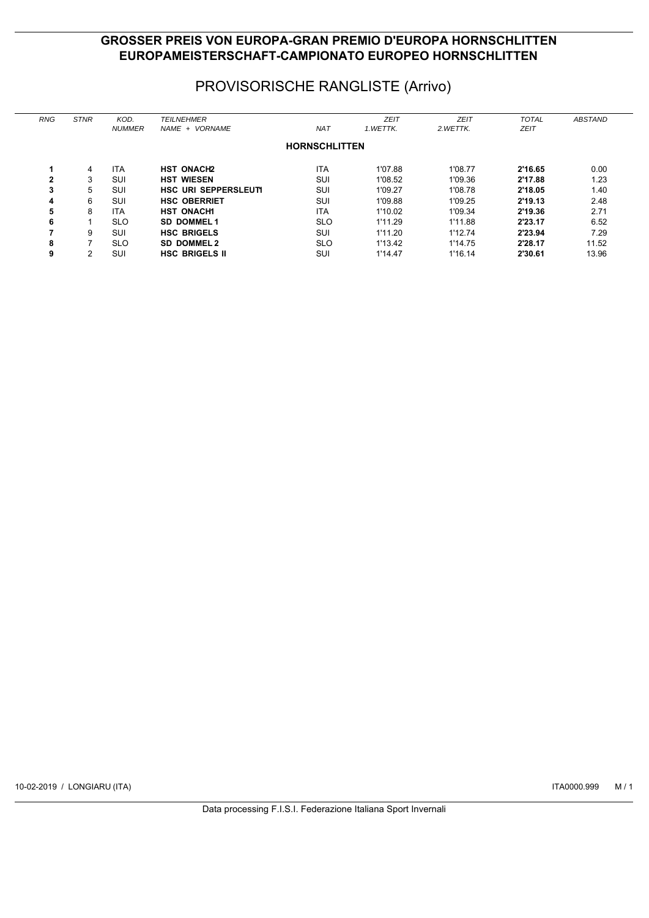## GROSSER PREIS VON EUROPA-GRAN PREMIO D'EUROPA HORNSCHLITTEN
## EUROPAMEISTERSCHAFT-CAMPIONATO EUROPEO HORNSCHLITTEN

# PROVISORISCHE RANGLISTE (Arrivo)

| *RNG* | *STNR* | *KOD. NUMMER* | *TEILNEHMER NAME + VORNAME* | *NAT* | *ZEIT 1.WETTK.* | *ZEIT 2.WETTK.* | *TOTAL ZEIT* | *ABSTAND* |
|---|---|---|---|---|---|---|---|---|
| | | | | **HORNSCHLITTEN** | | | | |
| **1** | 4 | ITA | **HST ONACH2** | ITA | 1'07.88 | 1'08.77 | **2'16.65** | 0.00 |
| **2** | 3 | SUI | **HST WIESEN** | SUI | 1'08.52 | 1'09.36 | **2'17.88** | 1.23 |
| **3** | 5 | SUI | **HSC URI SEPPERSLEUTI** | SUI | 1'09.27 | 1'08.78 | **2'18.05** | 1.40 |
| **4** | 6 | SUI | **HSC OBERRIET** | SUI | 1'09.88 | 1'09.25 | **2'19.13** | 2.48 |
| **5** | 8 | ITA | **HST ONACH1** | ITA | 1'10.02 | 1'09.34 | **2'19.36** | 2.71 |
| **6** | 1 | SLO | **SD DOMMEL 1** | SLO | 1'11.29 | 1'11.88 | **2'23.17** | 6.52 |
| **7** | 9 | SUI | **HSC BRIGELS** | SUI | 1'11.20 | 1'12.74 | **2'23.94** | 7.29 |
| **8** | 7 | SLO | **SD DOMMEL 2** | SLO | 1'13.42 | 1'14.75 | **2'28.17** | 11.52 |
| **9** | 2 | SUI | **HSC BRIGELS II** | SUI | 1'14.47 | 1'16.14 | **2'30.61** | 13.96 |

10-02-2019 / LONGIARU (ITA) ITA0000.999 M / 1

Data processing F.I.S.I. Federazione Italiana Sport Invernali